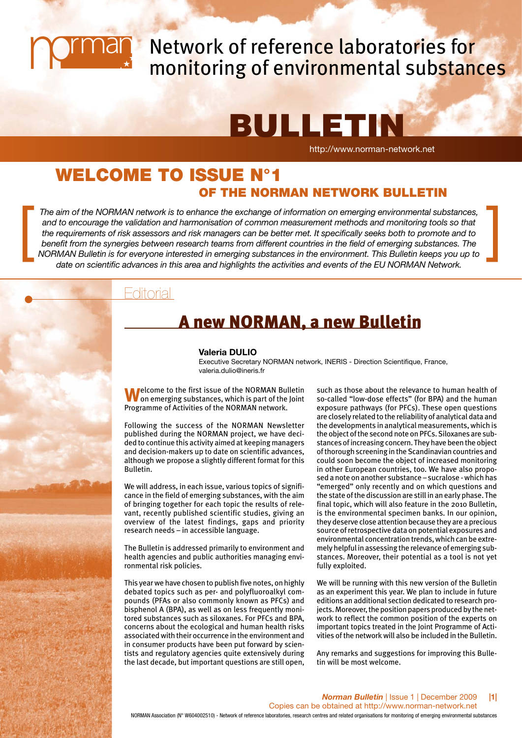norman

Network of reference laboratories for monitoring of environmental substances

# BULLETIN

http://www.norman-network.net

# WELCOME TO ISSUE N°1

## OF THE NORMAN NETWORK BULLETIN

*The aim of the NORMAN network is to enhance the exchange of information on emerging environmental substances, and to encourage the validation and harmonisation of common measurement methods and monitoring tools so that the requirements of risk assessors and risk managers can be better met. It specifically seeks both to promote and to benefit from the synergies between research teams from different countries in the field of emerging substances. The NORMAN Bulletin is for everyone interested in emerging substances in the environment. This Bulletin keeps you up to date on scientific advances in this area and highlights the activities and events of the EU NORMAN Network.*

Editorial

## A new NORMAN, a new Bulletin

**Valeria DULIO**
Executive Secretary NORMAN network, INERIS - Direction Scientifique, France, valeria.dulio@ineris.fr

Welcome to the first issue of the NORMAN Bulletin on emerging substances, which is part of the Joint Programme of Activities of the NORMAN network.

Following the success of the NORMAN Newsletter published during the NORMAN project, we have decided to continue this activity aimed at keeping managers and decision-makers up to date on scientific advances, although we propose a slightly different format for this Bulletin.

We will address, in each issue, various topics of significance in the field of emerging substances, with the aim of bringing together for each topic the results of relevant, recently published scientific studies, giving an overview of the latest findings, gaps and priority research needs – in accessible language.

The Bulletin is addressed primarily to environment and health agencies and public authorities managing environmental risk policies.

This year we have chosen to publish five notes, on highly debated topics such as per- and polyfluoroalkyl compounds (PFAs or also commonly known as PFCs) and bisphenol A (BPA), as well as on less frequently monitored substances such as siloxanes. For PFCs and BPA, concerns about the ecological and human health risks associated with their occurrence in the environment and in consumer products have been put forward by scientists and regulatory agencies quite extensively during the last decade, but important questions are still open, such as those about the relevance to human health of so-called "low-dose effects" (for BPA) and the human exposure pathways (for PFCs). These open questions are closely related to the reliability of analytical data and the developments in analytical measurements, which is the object of the second note on PFCs. Siloxanes are substances of increasing concern. They have been the object of thorough screening in the Scandinavian countries and could soon become the object of increased monitoring in other European countries, too. We have also proposed a note on another substance – sucralose - which has "emerged" only recently and on which questions and the state of the discussion are still in an early phase. The final topic, which will also feature in the 2010 Bulletin, is the environmental specimen banks. In our opinion, they deserve close attention because they are a precious source of retrospective data on potential exposures and environmental concentration trends, which can be extremely helpful in assessing the relevance of emerging substances. Moreover, their potential as a tool is not yet fully exploited.

We will be running with this new version of the Bulletin as an experiment this year. We plan to include in future editions an additional section dedicated to research projects. Moreover, the position papers produced by the network to reflect the common position of the experts on important topics treated in the Joint Programme of Activities of the network will also be included in the Bulletin.

Any remarks and suggestions for improving this Bulletin will be most welcome.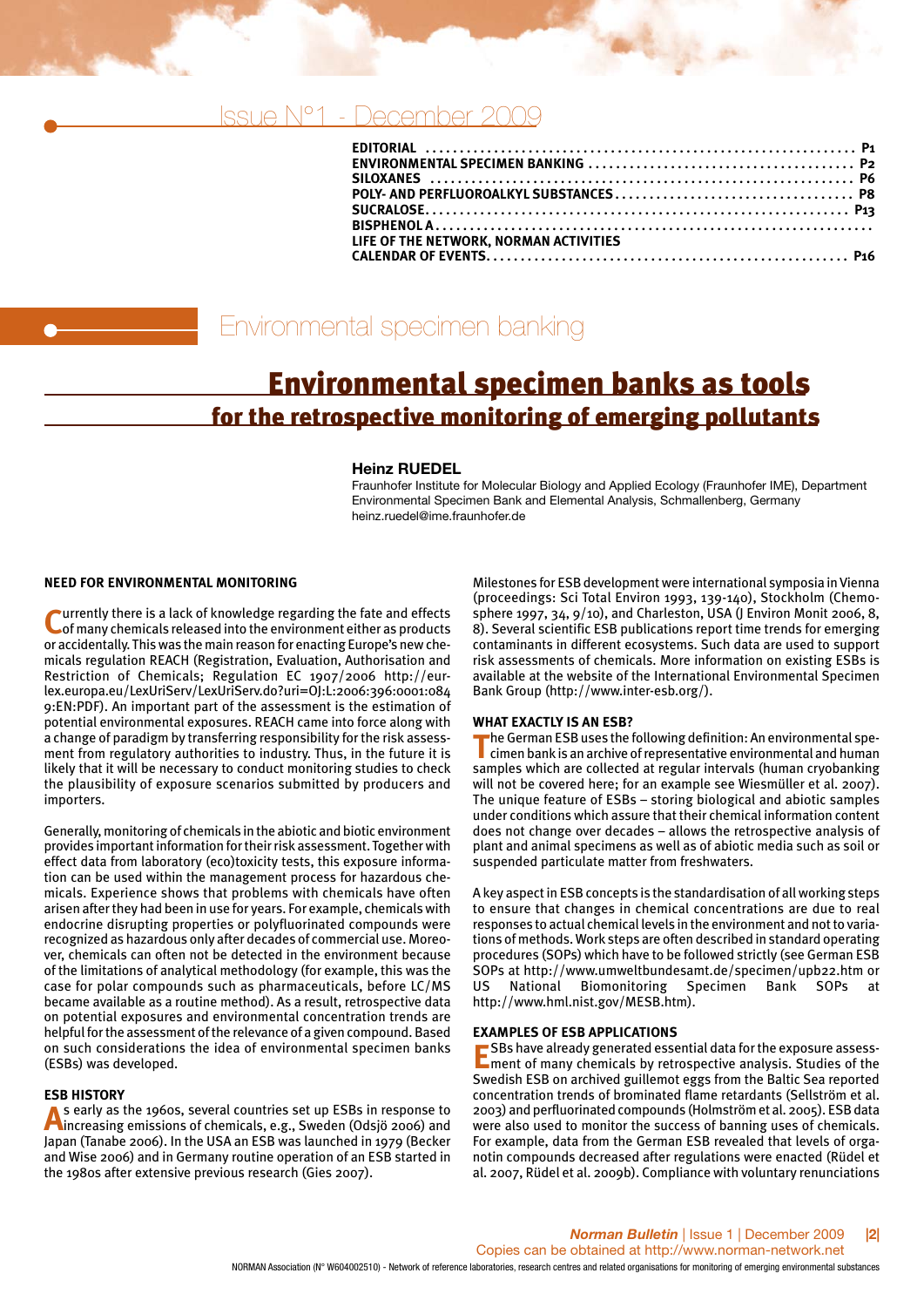Issue N°1 - December 2009

| | |
|---|---|
| EDITORIAL | P1 |
| ENVIRONMENTAL SPECIMEN BANKING | P2 |
| SILOXANES | P6 |
| POLY- AND PERFLUOROALKYL SUBSTANCES | P8 |
| SUCRALOSE | P13 |
| BISPHENOL A | |
| LIFE OF THE NETWORK, NORMAN ACTIVITIES | |
| CALENDAR OF EVENTS | P16 |

# Environmental specimen banking

## Environmental specimen banks as tools for the retrospective monitoring of emerging pollutants

**Heinz RUEDEL**

Fraunhofer Institute for Molecular Biology and Applied Ecology (Fraunhofer IME), Department Environmental Specimen Bank and Elemental Analysis, Schmallenberg, Germany
heinz.ruedel@ime.fraunhofer.de

### NEED FOR ENVIRONMENTAL MONITORING

Currently there is a lack of knowledge regarding the fate and effects of many chemicals released into the environment either as products or accidentally. This was the main reason for enacting Europe's new chemicals regulation REACH (Registration, Evaluation, Authorisation and Restriction of Chemicals; Regulation EC 1907/2006 http://eur-lex.europa.eu/LexUriServ/LexUriServ.do?uri=OJ:L:2006:396:0001:0849:EN:PDF). An important part of the assessment is the estimation of potential environmental exposures. REACH came into force along with a change of paradigm by transferring responsibility for the risk assessment from regulatory authorities to industry. Thus, in the future it is likely that it will be necessary to conduct monitoring studies to check the plausibility of exposure scenarios submitted by producers and importers.

Generally, monitoring of chemicals in the abiotic and biotic environment provides important information for their risk assessment. Together with effect data from laboratory (eco)toxicity tests, this exposure information can be used within the management process for hazardous chemicals. Experience shows that problems with chemicals have often arisen after they had been in use for years. For example, chemicals with endocrine disrupting properties or polyfluorinated compounds were recognized as hazardous only after decades of commercial use. Moreover, chemicals can often not be detected in the environment because of the limitations of analytical methodology (for example, this was the case for polar compounds such as pharmaceuticals, before LC/MS became available as a routine method). As a result, retrospective data on potential exposures and environmental concentration trends are helpful for the assessment of the relevance of a given compound. Based on such considerations the idea of environmental specimen banks (ESBs) was developed.

### ESB HISTORY

As early as the 1960s, several countries set up ESBs in response to increasing emissions of chemicals, e.g., Sweden (Odsjö 2006) and Japan (Tanabe 2006). In the USA an ESB was launched in 1979 (Becker and Wise 2006) and in Germany routine operation of an ESB started in the 1980s after extensive previous research (Gies 2007).

Milestones for ESB development were international symposia in Vienna (proceedings: Sci Total Environ 1993, 139-140), Stockholm (Chemosphere 1997, 34, 9/10), and Charleston, USA (J Environ Monit 2006, 8, 8). Several scientific ESB publications report time trends for emerging contaminants in different ecosystems. Such data are used to support risk assessments of chemicals. More information on existing ESBs is available at the website of the International Environmental Specimen Bank Group (http://www.inter-esb.org/).

### WHAT EXACTLY IS AN ESB?

The German ESB uses the following definition: An environmental specimen bank is an archive of representative environmental and human samples which are collected at regular intervals (human cryobanking will not be covered here; for an example see Wiesmüller et al. 2007). The unique feature of ESBs – storing biological and abiotic samples under conditions which assure that their chemical information content does not change over decades – allows the retrospective analysis of plant and animal specimens as well as of abiotic media such as soil or suspended particulate matter from freshwaters.

A key aspect in ESB concepts is the standardisation of all working steps to ensure that changes in chemical concentrations are due to real responses to actual chemical levels in the environment and not to variations of methods. Work steps are often described in standard operating procedures (SOPs) which have to be followed strictly (see German ESB SOPs at http://www.umweltbundesamt.de/specimen/upb22.htm or US National Biomonitoring Specimen Bank SOPs at http://www.hml.nist.gov/MESB.htm).

### EXAMPLES OF ESB APPLICATIONS

ESBs have already generated essential data for the exposure assessment of many chemicals by retrospective analysis. Studies of the Swedish ESB on archived guillemot eggs from the Baltic Sea reported concentration trends of brominated flame retardants (Sellström et al. 2003) and perfluorinated compounds (Holmström et al. 2005). ESB data were also used to monitor the success of banning uses of chemicals. For example, data from the German ESB revealed that levels of organotin compounds decreased after regulations were enacted (Rüdel et al. 2007, Rüdel et al. 2009b). Compliance with voluntary renunciations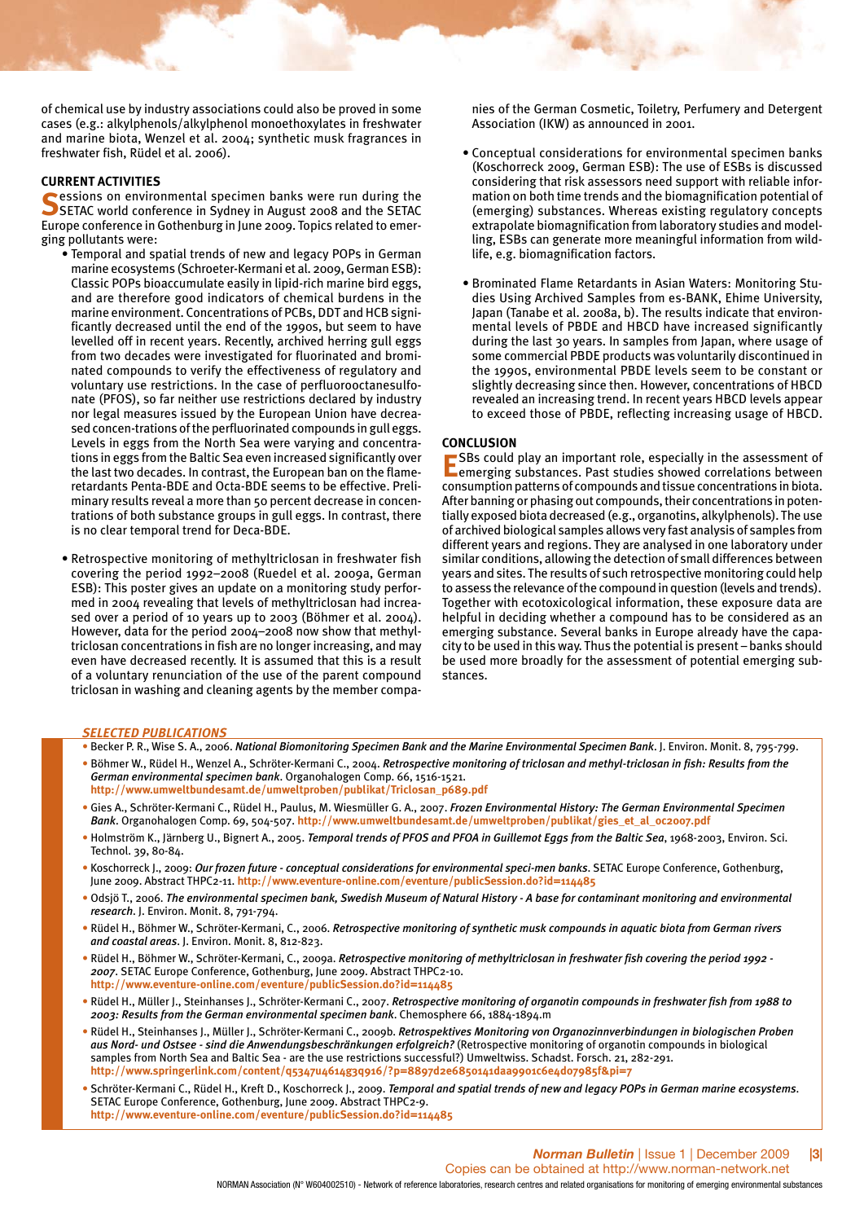of chemical use by industry associations could also be proved in some cases (e.g.: alkylphenols/alkylphenol monoethoxylates in freshwater and marine biota, Wenzel et al. 2004; synthetic musk fragrances in freshwater fish, Rüdel et al. 2006).

## CURRENT ACTIVITIES

Sessions on environmental specimen banks were run during the SETAC world conference in Sydney in August 2008 and the SETAC Europe conference in Gothenburg in June 2009. Topics related to emerging pollutants were:

- Temporal and spatial trends of new and legacy POPs in German marine ecosystems (Schroeter-Kermani et al. 2009, German ESB): Classic POPs bioaccumulate easily in lipid-rich marine bird eggs, and are therefore good indicators of chemical burdens in the marine environment. Concentrations of PCBs, DDT and HCB significantly decreased until the end of the 1990s, but seem to have levelled off in recent years. Recently, archived herring gull eggs from two decades were investigated for fluorinated and brominated compounds to verify the effectiveness of regulatory and voluntary use restrictions. In the case of perfluorooctanesulfonate (PFOS), so far neither use restrictions declared by industry nor legal measures issued by the European Union have decreased concen-trations of the perfluorinated compounds in gull eggs. Levels in eggs from the North Sea were varying and concentrations in eggs from the Baltic Sea even increased significantly over the last two decades. In contrast, the European ban on the flame-retardants Penta-BDE and Octa-BDE seems to be effective. Preliminary results reveal a more than 50 percent decrease in concentrations of both substance groups in gull eggs. In contrast, there is no clear temporal trend for Deca-BDE.

- Retrospective monitoring of methyltriclosan in freshwater fish covering the period 1992–2008 (Ruedel et al. 2009a, German ESB): This poster gives an update on a monitoring study performed in 2004 revealing that levels of methyltriclosan had increased over a period of 10 years up to 2003 (Böhmer et al. 2004). However, data for the period 2004–2008 now show that methyltriclosan concentrations in fish are no longer increasing, and may even have decreased recently. It is assumed that this is a result of a voluntary renunciation of the use of the parent compound triclosan in washing and cleaning agents by the member companies of the German Cosmetic, Toiletry, Perfumery and Detergent Association (IKW) as announced in 2001.

- Conceptual considerations for environmental specimen banks (Koschorreck 2009, German ESB): The use of ESBs is discussed considering that risk assessors need support with reliable information on both time trends and the biomagnification potential of (emerging) substances. Whereas existing regulatory concepts extrapolate biomagnification from laboratory studies and modelling, ESBs can generate more meaningful information from wildlife, e.g. biomagnification factors.

- Brominated Flame Retardants in Asian Waters: Monitoring Studies Using Archived Samples from es-BANK, Ehime University, Japan (Tanabe et al. 2008a, b). The results indicate that environmental levels of PBDE and HBCD have increased significantly during the last 30 years. In samples from Japan, where usage of some commercial PBDE products was voluntarily discontinued in the 1990s, environmental PBDE levels seem to be constant or slightly decreasing since then. However, concentrations of HBCD revealed an increasing trend. In recent years HBCD levels appear to exceed those of PBDE, reflecting increasing usage of HBCD.

## CONCLUSION

ESBs could play an important role, especially in the assessment of emerging substances. Past studies showed correlations between consumption patterns of compounds and tissue concentrations in biota. After banning or phasing out compounds, their concentrations in potentially exposed biota decreased (e.g., organotins, alkylphenols). The use of archived biological samples allows very fast analysis of samples from different years and regions. They are analysed in one laboratory under similar conditions, allowing the detection of small differences between years and sites. The results of such retrospective monitoring could help to assess the relevance of the compound in question (levels and trends). Together with ecotoxicological information, these exposure data are helpful in deciding whether a compound has to be considered as an emerging substance. Several banks in Europe already have the capacity to be used in this way. Thus the potential is present – banks should be used more broadly for the assessment of potential emerging substances.

### SELECTED PUBLICATIONS

- Becker P. R., Wise S. A., 2006. ***National Biomonitoring Specimen Bank and the Marine Environmental Specimen Bank***. J. Environ. Monit. 8, 795-799.
- Böhmer W., Rüdel H., Wenzel A., Schröter-Kermani C., 2004. ***Retrospective monitoring of triclosan and methyl-triclosan in fish: Results from the German environmental specimen bank***. Organohalogen Comp. 66, 1516-1521. **http://www.umweltbundesamt.de/umweltproben/publikat/Triclosan_p689.pdf**
- Gies A., Schröter-Kermani C., Rüdel H., Paulus, M. Wiesmüller G. A., 2007. ***Frozen Environmental History: The German Environmental Specimen Bank***. Organohalogen Comp. 69, 504-507. **http://www.umweltbundesamt.de/umweltproben/publikat/gies_et_al_oc2007.pdf**
- Holmström K., Järnberg U., Bignert A., 2005. ***Temporal trends of PFOS and PFOA in Guillemot Eggs from the Baltic Sea***, 1968-2003, Environ. Sci. Technol. 39, 80-84.
- Koschorreck J., 2009: ***Our frozen future - conceptual considerations for environmental speci-men banks***. SETAC Europe Conference, Gothenburg, June 2009. Abstract THPC2-11. **http://www.eventure-online.com/eventure/publicSession.do?id=114485**
- Odsjö T., 2006. ***The environmental specimen bank, Swedish Museum of Natural History - A base for contaminant monitoring and environmental research***. J. Environ. Monit. 8, 791-794.
- Rüdel H., Böhmer W., Schröter-Kermani, C., 2006. ***Retrospective monitoring of synthetic musk compounds in aquatic biota from German rivers and coastal areas***. J. Environ. Monit. 8, 812-823.
- Rüdel H., Böhmer W., Schröter-Kermani, C., 2009a. ***Retrospective monitoring of methyltriclosan in freshwater fish covering the period 1992 - 2007***. SETAC Europe Conference, Gothenburg, June 2009. Abstract THPC2-10. **http://www.eventure-online.com/eventure/publicSession.do?id=114485**
- Rüdel H., Müller J., Steinhanses J., Schröter-Kermani C., 2007. ***Retrospective monitoring of organotin compounds in freshwater fish from 1988 to 2003: Results from the German environmental specimen bank***. Chemosphere 66, 1884-1894.m
- Rüdel H., Steinhanses J., Müller J., Schröter-Kermani C., 2009b. ***Retrospektives Monitoring von Organozinnverbindungen in biologischen Proben aus Nord- und Ostsee - sind die Anwendungsbeschränkungen erfolgreich?*** (Retrospective monitoring of organotin compounds in biological samples from North Sea and Baltic Sea - are the use restrictions successful?) Umweltwiss. Schadst. Forsch. 21, 282-291. **http://www.springerlink.com/content/q5347u4614g3q916/?p=8897d2e6850141daa9901c6e4d07985f&pi=7**
- Schröter-Kermani C., Rüdel H., Kreft D., Koschorreck J., 2009. ***Temporal and spatial trends of new and legacy POPs in German marine ecosystems***. SETAC Europe Conference, Gothenburg, June 2009. Abstract THPC2-9. **http://www.eventure-online.com/eventure/publicSession.do?id=114485**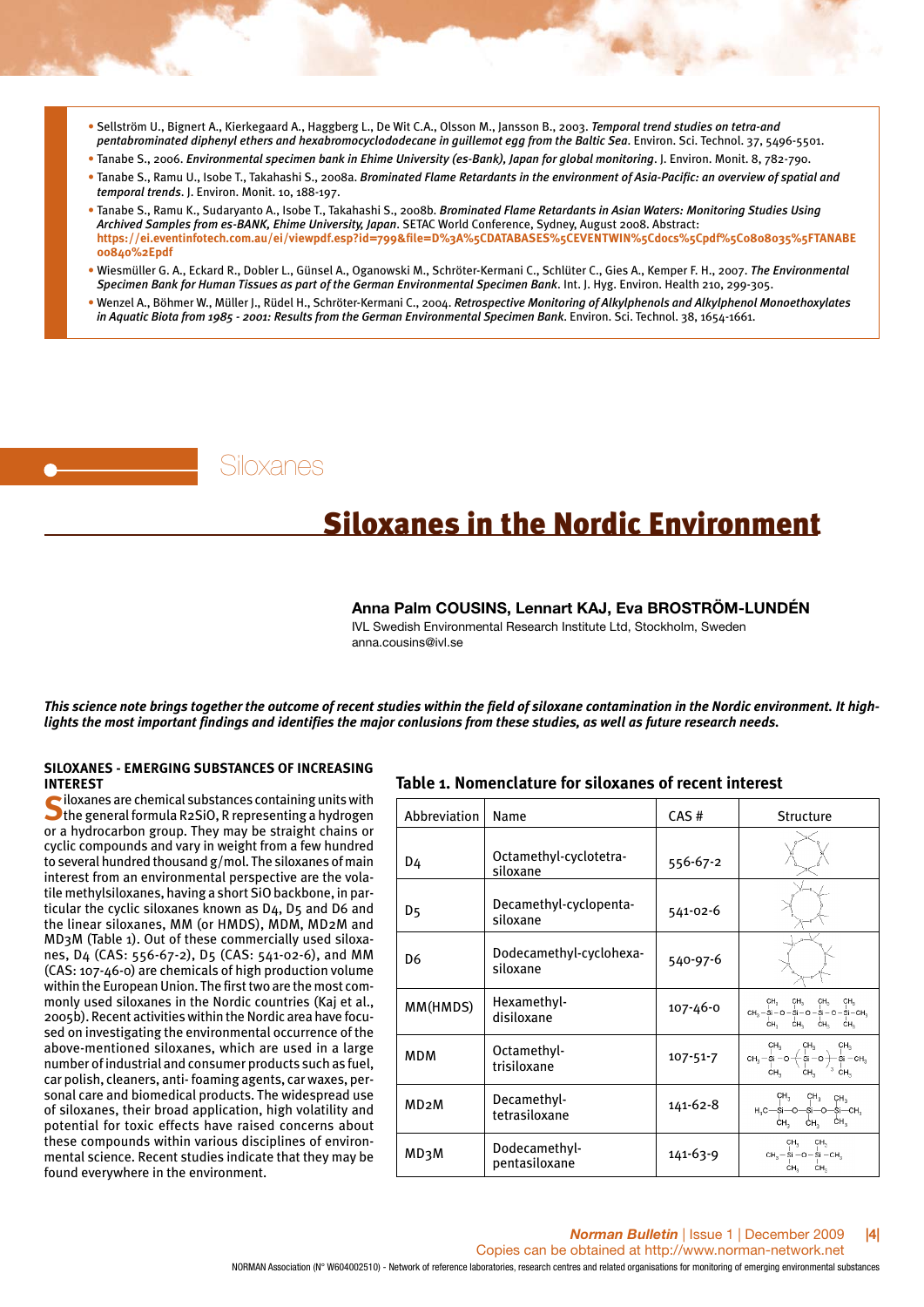- Sellström U., Bignert A., Kierkegaard A., Haggberg L., De Wit C.A., Olsson M., Jansson B., 2003. ***Temporal trend studies on tetra-and pentabrominated diphenyl ethers and hexabromocyclododecane in guillemot egg from the Baltic Sea***. Environ. Sci. Technol. 37, 5496-5501.
- Tanabe S., 2006. ***Environmental specimen bank in Ehime University (es-Bank), Japan for global monitoring***. J. Environ. Monit. 8, 782-790.
- Tanabe S., Ramu U., Isobe T., Takahashi S., 2008a. ***Brominated Flame Retardants in the environment of Asia-Pacific: an overview of spatial and temporal trends***. J. Environ. Monit. 10, 188-197.
- Tanabe S., Ramu K., Sudaryanto A., Isobe T., Takahashi S., 2008b. ***Brominated Flame Retardants in Asian Waters: Monitoring Studies Using Archived Samples from es-BANK, Ehime University, Japan***. SETAC World Conference, Sydney, August 2008. Abstract: **https://ei.eventinfotech.com.au/ei/viewpdf.esp?id=799&file=D%3A%5CDATABASES%5CEVENTWIN%5Cdocs%5Cpdf%5C0808035%5FTANABE00840%2Epdf**
- Wiesmüller G. A., Eckard R., Dobler L., Günsel A., Oganowski M., Schröter-Kermani C., Schlüter C., Gies A., Kemper F. H., 2007. ***The Environmental Specimen Bank for Human Tissues as part of the German Environmental Specimen Bank***. Int. J. Hyg. Environ. Health 210, 299-305.
- Wenzel A., Böhmer W., Müller J., Rüdel H., Schröter-Kermani C., 2004. ***Retrospective Monitoring of Alkylphenols and Alkylphenol Monoethoxylates in Aquatic Biota from 1985 - 2001: Results from the German Environmental Specimen Bank***. Environ. Sci. Technol. 38, 1654-1661.

Siloxanes

# Siloxanes in the Nordic Environment

**Anna Palm COUSINS, Lennart KAJ, Eva BROSTRÖM-LUNDÉN**

IVL Swedish Environmental Research Institute Ltd, Stockholm, Sweden

anna.cousins@ivl.se

***This science note brings together the outcome of recent studies within the field of siloxane contamination in the Nordic environment. It highlights the most important findings and identifies the major conlusions from these studies, as well as future research needs.***

## SILOXANES - EMERGING SUBSTANCES OF INCREASING INTEREST

Siloxanes are chemical substances containing units with the general formula R2SiO, R representing a hydrogen or a hydrocarbon group. They are straight chains or cyclic compounds and vary in weight from a few hundred to several hundred thousand g/mol. The siloxanes of main interest from an environmental perspective are the volatile methylsiloxanes, having a short SiO backbone, in particular the cyclic siloxanes known as D4, D5 and D6 and the linear siloxanes, MM (or HMDS), MDM, MD2M and MD3M (Table 1). Out of these commercially used siloxanes, D4 (CAS: 556-67-2), D5 (CAS: 541-02-6), and MM (CAS: 107-46-0) are chemicals of high production volume within the European Union. The first two are the most commonly used siloxanes in the Nordic countries (Kaj et al., 2005b). Recent activities within the Nordic area have focused on investigating the environmental occurrence of the above-mentioned siloxanes, which are used in a large number of industrial and consumer products such as fuel, car polish, cleaners, anti- foaming agents, car waxes, personal care and biomedical products. The widespread use of siloxanes, their broad application, high volatility and potential for toxic effects have raised concerns about these compounds within various disciplines of environmental science. Recent studies indicate that they may be found everywhere in the environment.

**Table 1. Nomenclature for siloxanes of recent interest**

| Abbreviation | Name | CAS # | Structure |
|---|---|---|---|
| D4 | Octamethyl-cyclotetra-siloxane | 556-67-2 | |
| D5 | Decamethyl-cyclopenta-siloxane | 541-02-6 | |
| D6 | Dodecamethyl-cyclohexa-siloxane | 540-97-6 | |
| MM(HMDS) | Hexamethyl-disiloxane | 107-46-0 | |
| MDM | Octamethyl-trisiloxane | 107-51-7 | |
| MD2M | Decamethyl-tetrasiloxane | 141-62-8 | |
| MD3M | Dodecamethyl-pentasiloxane | 141-63-9 | |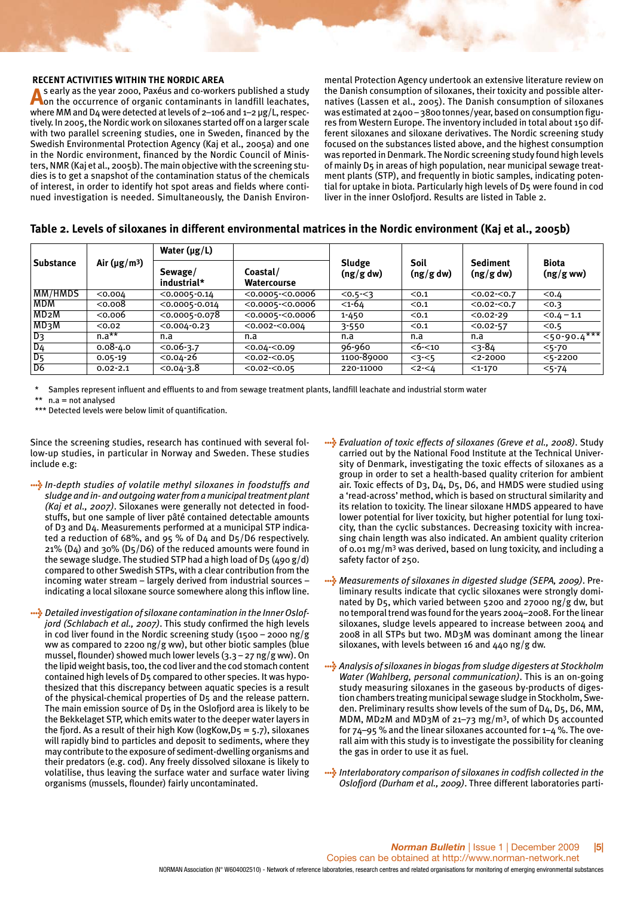### RECENT ACTIVITIES WITHIN THE NORDIC AREA

As early as the year 2000, Paxéus and co-workers published a study on the occurrence of organic contaminants in landfill leachates, where MM and D4 were detected at levels of 2–106 and 1–2 μg/L, respectively. In 2005, the Nordic work on siloxanes started off on a larger scale with two parallel screening studies, one in Sweden, financed by the Swedish Environmental Protection Agency (Kaj et al., 2005a) and one in the Nordic environment, financed by the Nordic Council of Ministers, NMR (Kaj et al., 2005b). The main objective with the screening studies is to get a snapshot of the contamination status of the chemicals of interest, in order to identify hot spot areas and fields where continued investigation is needed. Simultaneously, the Danish Environmental Protection Agency undertook an extensive literature review on the Danish consumption of siloxanes, their toxicity and possible alternatives (Lassen et al., 2005). The Danish consumption of siloxanes was estimated at 2400–3800 tonnes/year, based on consumption figures from Western Europe. The inventory included in total about 150 different siloxanes and siloxane derivatives. The Nordic screening study focused on the substances listed above, and the highest consumption was reported in Denmark. The Nordic screening study found high levels of mainly D5 in areas of high population, near municipal sewage treatment plants (STP), and frequently in biotic samples, indicating potential for uptake in biota. Particularly high levels of D5 were found in cod liver in the inner Oslofjord. Results are listed in Table 2.

**Table 2. Levels of siloxanes in different environmental matrices in the Nordic environment (Kaj et al., 2005b)**

| Substance | Air (μg/m³) | Water (μg/L) | | Sludge (ng/g dw) | Soil (ng/g dw) | Sediment (ng/g dw) | Biota (ng/g ww) |
|---|---|---|---|---|---|---|---|
| | | Sewage/ industrial* | Coastal/ Watercourse | | | | |
| MM/HMDS | <0.004 | <0.0005-0.14 | <0.0005-<0.0006 | <0.5-<3 | <0.1 | <0.02-<0.7 | <0.4 |
| MDM | <0.008 | <0.0005-0.014 | <0.0005-<0.0006 | <1-64 | <0.1 | <0.02-<0.7 | <0.3 |
| MD2M | <0.006 | <0.0005-0.078 | <0.0005-<0.0006 | 1-450 | <0.1 | <0.02-29 | <0.4 – 1.1 |
| MD3M | <0.02 | <0.004-0.23 | <0.002-<0.004 | 3-550 | <0.1 | <0.02-57 | <0.5 |
| D3 | n.a** | n.a | n.a | n.a | n.a | n.a | <50-90.4*** |
| D4 | 0.08-4.0 | <0.06-3.7 | <0.04-<0.09 | 96-960 | <6-<10 | <3-84 | <5-70 |
| D5 | 0.05-19 | <0.04-26 | <0.02-<0.05 | 1100-89000 | <3-<5 | <2-2000 | <5-2200 |
| D6 | 0.02-2.1 | <0.04-3.8 | <0.02-<0.05 | 220-11000 | <2-<4 | <1-170 | <5-74 |

\* Samples represent influent and effluents to and from sewage treatment plants, landfill leachate and industrial storm water

\*\* n.a = not analysed

\*\*\* Detected levels were below limit of quantification.

Since the screening studies, research has continued with several follow-up studies, in particular in Norway and Sweden. These studies include e.g:

- *In-depth studies of volatile methyl siloxanes in foodstuffs and sludge and in- and outgoing water from a municipal treatment plant (Kaj et al., 2007)*. Siloxanes were generally not detected in foodstuffs, but one sample of liver pâté contained detectable amounts of D3 and D4. Measurements performed at a municipal STP indicated a reduction of 68%, and 95 % of D4 and D5/D6 respectively. 21% (D4) and 30% (D5/D6) of the reduced amounts were found in the sewage sludge. The studied STP had a high load of D5 (490 g/d) compared to other Swedish STPs, with a clear contribution from the incoming water stream – largely derived from industrial sources – indicating a local siloxane source somewhere along this inflow line.

- *Detailed investigation of siloxane contamination in the Inner Oslofjord (Schlabach et al., 2007)*. This study confirmed the high levels in cod liver found in the Nordic screening study (1500 – 2000 ng/g ww as compared to 2200 ng/g ww), but other biotic samples (blue mussel, flounder) showed much lower levels (3.3 – 27 ng/g ww). On the lipid weight basis, too, the cod liver and the cod stomach content contained high levels of D5 compared to other species. It was hypothesized that this discrepancy between aquatic species is a result of the physical-chemical properties of D5 and the release pattern. The main emission source of D5 in the Oslofjord area is likely to be the Bekkelaget STP, which emits water to the deeper water layers in the fjord. As a result of their high Kow ($\log K_{ow},D5 = 5.7$), siloxanes will rapidly bind to particles and deposit to sediments, where they may contribute to the exposure of sediment-dwelling organisms and their predators (e.g. cod). Any freely dissolved siloxane is likely to volatilise, thus leaving the surface water and surface water living organisms (mussels, flounder) fairly uncontaminated.

- *Evaluation of toxic effects of siloxanes (Greve et al., 2008)*. Study carried out by the National Food Institute at the Technical University of Denmark, investigating the toxic effects of siloxanes as a group in order to set a health-based quality criterion for ambient air. Toxic effects of D3, D4, D5, D6, and HMDS were studied using a 'read-across' method, which is based on structural similarity and its relation to toxicity. The linear siloxane HMDS appeared to have lower potential for liver toxicity, but higher potential for lung toxicity, than the cyclic substances. Decreasing toxicity with increasing chain length was also indicated. An ambient quality criterion of 0.01 mg/m³ was derived, based on lung toxicity, and including a safety factor of 250.

- *Measurements of siloxanes in digested sludge (SEPA, 2009)*. Preliminary results indicate that cyclic siloxanes were strongly dominated by D5, which varied between 5200 and 27000 ng/g dw, but no temporal trend was found for the years 2004–2008. For the linear siloxanes, sludge levels appeared to increase between 2004 and 2008 in all STPs but two. MD3M was dominant among the linear siloxanes, with levels between 16 and 440 ng/g dw.

- *Analysis of siloxanes in biogas from sludge digesters at Stockholm Water (Wahlberg, personal communication)*. This is an on-going study measuring siloxanes in the gaseous by-products of digestion chambers treating municipal sewage sludge in Stockholm, Sweden. Preliminary results show levels of the sum of D4, D5, D6, MM, MDM, MD2M and MD3M of 21–73 mg/m³, of which D5 accounted for 74–95 % and the linear siloxanes accounted for 1–4 %. The overall aim with this study is to investigate the possibility for cleaning the gas in order to use it as fuel.

- *Interlaboratory comparison of siloxanes in codfish collected in the Oslofjord (Durham et al., 2009)*. Three different laboratories parti-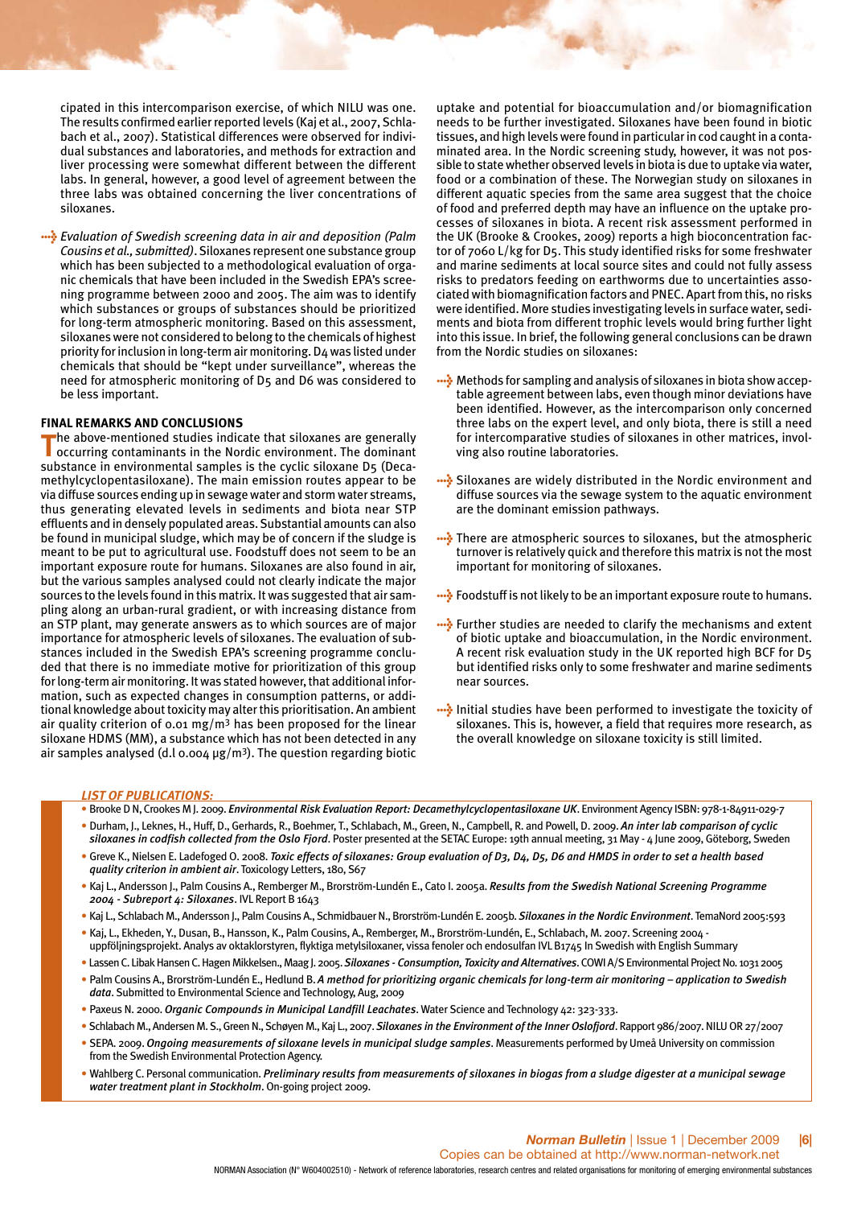cipated in this intercomparison exercise, of which NILU was one. The results confirmed earlier reported levels (Kaj et al., 2007, Schlabach et al., 2007). Statistical differences were observed for individual substances and laboratories, and methods for extraction and liver processing were somewhat different between the different labs. In general, however, a good level of agreement between the three labs was obtained concerning the liver concentrations of siloxanes.

- *Evaluation of Swedish screening data in air and deposition (Palm Cousins et al., submitted)*. Siloxanes represent one substance group which has been subjected to a methodological evaluation of organic chemicals that have been included in the Swedish EPA's screening programme between 2000 and 2005. The aim was to identify which substances or groups of substances should be prioritized for long-term atmospheric monitoring. Based on this assessment, siloxanes were not considered to belong to the chemicals of highest priority for inclusion in long-term air monitoring. D4 was listed under chemicals that should be "kept under surveillance", whereas the need for atmospheric monitoring of D5 and D6 was considered to be less important.

## FINAL REMARKS AND CONCLUSIONS

The above-mentioned studies indicate that siloxanes are generally occurring contaminants in the Nordic environment. The dominant substance in environmental samples is the cyclic siloxane D5 (Decamethylcyclopentasiloxane). The main emission routes appear to be via diffuse sources ending up in sewage water and storm water streams, thus generating elevated levels in sediments and biota near STP effluents and in densely populated areas. Substantial amounts can also be found in municipal sludge, which may be of concern if the sludge is meant to be put to agricultural use. Foodstuff does not seem to be an important exposure route for humans. Siloxanes are also found in air, but the various samples analysed could not clearly indicate the major sources to the levels found in this matrix. It was suggested that air sampling along an urban-rural gradient, or with increasing distance from an STP plant, may generate answers as to which sources are of major importance for atmospheric levels of siloxanes. The evaluation of substances included in the Swedish EPA's screening programme concluded that there is no immediate motive for prioritization of this group for long-term air monitoring. It was stated however, that additional information, such as expected changes in consumption patterns, or additional knowledge about toxicity may alter this prioritisation. An ambient air quality criterion of 0.01 mg/m$^3$ has been proposed for the linear siloxane HDMS (MM), a substance which has not been detected in any air samples analysed (d.l 0.004 µg/m$^3$). The question regarding biotic uptake and potential for bioaccumulation and/or biomagnification needs to be further investigated. Siloxanes have been found in biotic tissues, and high levels were found in particular in cod caught in a contaminated area. In the Nordic screening study, however, it was not possible to state whether observed levels in biota is due to uptake via water, food or a combination of these. The Norwegian study on siloxanes in different aquatic species from the same area suggest that the choice of food and preferred depth may have an influence on the uptake processes of siloxanes in biota. A recent risk assessment performed in the UK (Brooke & Crookes, 2009) reports a high bioconcentration factor of 7060 L/kg for D5. This study identified risks for some freshwater and marine sediments at local source sites and could not fully assess risks to predators feeding on earthworms due to uncertainties associated with biomagnification factors and PNEC. Apart from this, no risks were identified. More studies investigating levels in surface water, sediments and biota from different trophic levels would bring further light into this issue. In brief, the following general conclusions can be drawn from the Nordic studies on siloxanes:

- Methods for sampling and analysis of siloxanes in biota show acceptable agreement between labs, even though minor deviations have been identified. However, as the intercomparison only concerned three labs on the expert level, and only biota, there is still a need for intercomparative studies of siloxanes in other matrices, involving also routine laboratories.
- Siloxanes are widely distributed in the Nordic environment and diffuse sources via the sewage system to the aquatic environment are the dominant emission pathways.
- There are atmospheric sources to siloxanes, but the atmospheric turnover is relatively quick and therefore this matrix is not the most important for monitoring of siloxanes.
- Foodstuff is not likely to be an important exposure route to humans.
- Further studies are needed to clarify the mechanisms and extent of biotic uptake and bioaccumulation, in the Nordic environment. A recent risk evaluation study in the UK reported high BCF for D5 but identified risks only to some freshwater and marine sediments near sources.
- Initial studies have been performed to investigate the toxicity of siloxanes. This is, however, a field that requires more research, as the overall knowledge on siloxane toxicity is still limited.

### LIST OF PUBLICATIONS:

- Brooke D N, Crookes M J. 2009. ***Environmental Risk Evaluation Report: Decamethylcyclopentasiloxane UK***. Environment Agency ISBN: 978-1-84911-029-7
- Durham, J., Leknes, H., Huff, D., Gerhards, R., Boehmer, T., Schlabach, M., Green, N., Campbell, R. and Powell, D. 2009. ***An inter lab comparison of cyclic siloxanes in codfish collected from the Oslo Fjord***. Poster presented at the SETAC Europe: 19th annual meeting, 31 May - 4 June 2009, Göteborg, Sweden
- Greve K., Nielsen E. Ladefoged O. 2008. ***Toxic effects of siloxanes: Group evaluation of D3, D4, D5, D6 and HMDS in order to set a health based quality criterion in ambient air***. Toxicology Letters, 180, S67
- Kaj L., Andersson J., Palm Cousins A., Remberger M., Brorström-Lundén E., Cato I. 2005a. ***Results from the Swedish National Screening Programme 2004 - Subreport 4: Siloxanes***. IVL Report B 1643
- Kaj L., Schlabach M., Andersson J., Palm Cousins A., Schmidbauer N., Brorström-Lundén E. 2005b. ***Siloxanes in the Nordic Environment***. TemaNord 2005:593
- Kaj, L., Ekheden, Y., Dusan, B., Hansson, K., Palm Cousins, A., Remberger, M., Brorström-Lundén, E., Schlabach, M. 2007. Screening 2004 - uppföljningsprojekt. Analys av oktaklorstyren, flyktiga metylsiloxaner, vissa fenoler och endosulfan IVL B1745 In Swedish with English Summary
- Lassen C. Libak Hansen C. Hagen Mikkelsen., Maag J. 2005. ***Siloxanes - Consumption, Toxicity and Alternatives***. COWI A/S Environmental Project No. 1031 2005
- Palm Cousins A., Brorström-Lundén E., Hedlund B. ***A method for prioritizing organic chemicals for long-term air monitoring – application to Swedish data***. Submitted to Environmental Science and Technology, Aug, 2009
- Paxeus N. 2000. ***Organic Compounds in Municipal Landfill Leachates***. Water Science and Technology 42: 323-333.
- Schlabach M., Andersen M. S., Green N., Schøyen M., Kaj L., 2007. ***Siloxanes in the Environment of the Inner Oslofjord***. Rapport 986/2007. NILU OR 27/2007
- SEPA. 2009. ***Ongoing measurements of siloxane levels in municipal sludge samples***. Measurements performed by Umeå University on commission from the Swedish Environmental Protection Agency.
- Wahlberg C. Personal communication. ***Preliminary results from measurements of siloxanes in biogas from a sludge digester at a municipal sewage water treatment plant in Stockholm***. On-going project 2009.

Copies can be obtained at http://www.norman-network.net

NORMAN Association (N° W604002510) - Network of reference laboratories, research centres and related organisations for monitoring of emerging environmental substances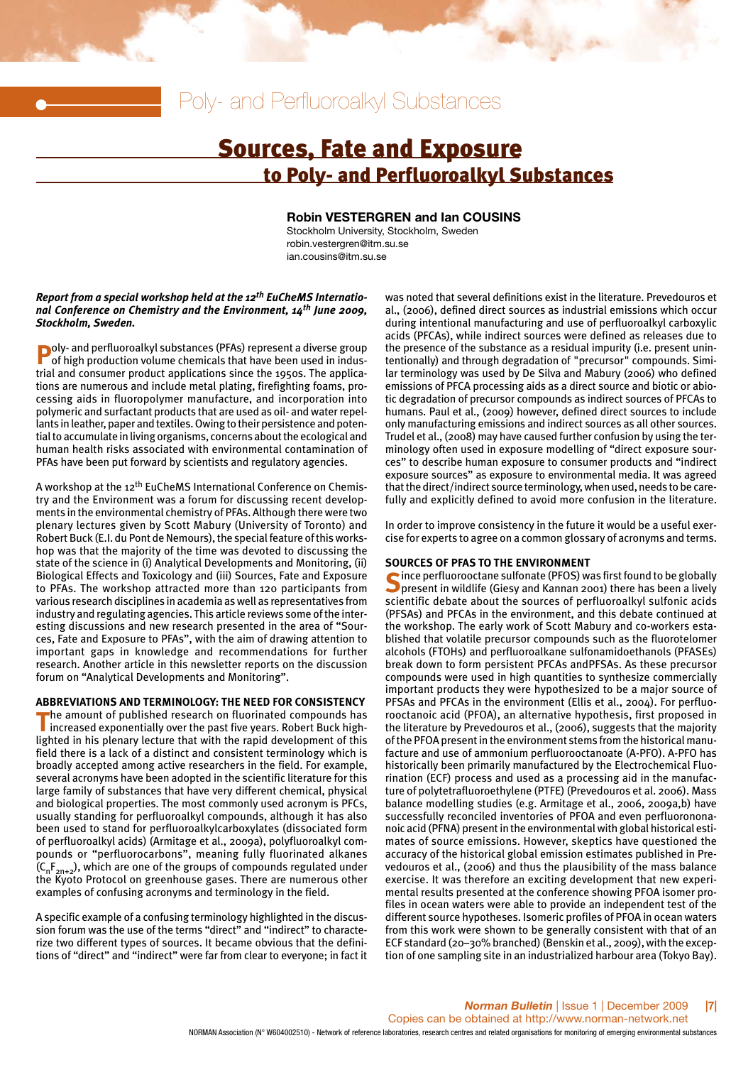# Poly- and Perfluoroalkyl Substances

## Sources, Fate and Exposure to Poly- and Perfluoroalkyl Substances

**Robin VESTERGREN and Ian COUSINS**

Stockholm University, Stockholm, Sweden
robin.vestergren@itm.su.se
ian.cousins@itm.su.se

***Report from a special workshop held at the 12th EuCheMS International Conference on Chemistry and the Environment, 14th June 2009, Stockholm, Sweden.***

Poly- and perfluoroalkyl substances (PFAs) represent a diverse group of high production volume chemicals that have been used in industrial and consumer product applications since the 1950s. The applications are numerous and include metal plating, firefighting foams, processing aids in fluoropolymer manufacture, and incorporation into polymeric and surfactant products that are used as oil- and water repellants in leather, paper and textiles. Owing to their persistence and potential to accumulate in living organisms, concerns about the ecological and human health risks associated with environmental contamination of PFAs have been put forward by scientists and regulatory agencies.

A workshop at the 12th EuCheMS International Conference on Chemistry and the Environment was a forum for discussing recent developments in the environmental chemistry of PFAs. Although there were two plenary lectures given by Scott Mabury (University of Toronto) and Robert Buck (E.I. du Pont de Nemours), the special feature of this workshop was that the majority of the time was devoted to discussing the state of the science in (i) Analytical Developments and Monitoring, (ii) Biological Effects and Toxicology and (iii) Sources, Fate and Exposure to PFAs. The workshop attracted more than 120 participants from various research disciplines in academia as well as representatives from industry and regulating agencies. This article reviews some of the interesting discussions and new research presented in the area of "Sources, Fate and Exposure to PFAs", with the aim of drawing attention to important gaps in knowledge and recommendations for further research. Another article in this newsletter reports on the discussion forum on "Analytical Developments and Monitoring".

### ABBREVIATIONS AND TERMINOLOGY: THE NEED FOR CONSISTENCY

The amount of published research on fluorinated compounds has increased exponentially over the past five years. Robert Buck highlighted in his plenary lecture that with the rapid development of this field there is a lack of a distinct and consistent terminology which is broadly accepted among active researchers in the field. For example, several acronyms have been adopted in the scientific literature for this large family of substances that have very different chemical, physical and biological properties. The most commonly used acronym is PFCs, usually standing for perfluoroalkyl compounds, although it has also been used to stand for perfluoroalkylcarboxylates (dissociated form of perfluoroalkyl acids) (Armitage et al., 2009a), polyfluoroalkyl compounds or "perfluorocarbons", meaning fully fluorinated alkanes ($C_nF_{2n+2}$), which are one of the groups of compounds regulated under the Kyoto Protocol on greenhouse gases. There are numerous other examples of confusing acronyms and terminology in the field.

A specific example of a confusing terminology highlighted in the discussion forum was the use of the terms "direct" and "indirect" to characterize two different types of sources. It became obvious that the definitions of "direct" and "indirect" were far from clear to everyone; in fact it was noted that several definitions exist in the literature. Prevedouros et al., (2006), defined direct sources as industrial emissions which occur during intentional manufacturing and use of perfluoroalkyl carboxylic acids (PFCAs), while indirect sources were defined as releases due to the presence of the substance as a residual impurity (i.e. present unintentionally) and through degradation of "precursor" compounds. Similar terminology was used by De Silva and Mabury (2006) who defined emissions of PFCA processing aids as a direct source and biotic or abiotic degradation of precursor compounds as indirect sources of PFCAs to humans. Paul et al., (2009) however, defined direct sources to include only manufacturing emissions and indirect sources as all other sources. Trudel et al., (2008) may have caused further confusion by using the terminology often used in exposure modelling of "direct exposure sources" to describe human exposure to consumer products and "indirect exposure sources" as exposure to environmental media. It was agreed that the direct/indirect source terminology, when used, needs to be carefully and explicitly defined to avoid more confusion in the literature.

In order to improve consistency in the future it would be a useful exercise for experts to agree on a common glossary of acronyms and terms.

### SOURCES OF PFAS TO THE ENVIRONMENT

Since perfluorooctane sulfonate (PFOS) was first found to be globally present in wildlife (Giesy and Kannan 2001) there has been a lively scientific debate about the sources of perfluoroalkyl sulfonic acids (PFSAs) and PFCAs in the environment, and this debate continued at the workshop. The early work of Scott Mabury and co-workers established that volatile precursor compounds such as the fluorotelomer alcohols (FTOHs) and perfluoroalkane sulfonamidoethanols (PFASEs) break down to form persistent PFCAs andPFSAs. As these precursor compounds were used in high quantities to synthesize commercially important products they were hypothesized to be a major source of PFSAs and PFCAs in the environment (Ellis et al., 2004). For perfluorooctanoic acid (PFOA), an alternative hypothesis, first proposed in the literature by Prevedouros et al., (2006), suggests that the majority of the PFOA present in the environment stems from the historical manufacture and use of ammonium perfluorooctanoate (A-PFO). A-PFO has historically been primarily manufactured by the Electrochemical Fluorination (ECF) process and used as a processing aid in the manufacture of polytetrafluoroethylene (PTFE) (Prevedouros et al. 2006). Mass balance modelling studies (e.g. Armitage et al., 2006, 2009a,b) have successfully reconciled inventories of PFOA and even perfluorononanoic acid (PFNA) present in the environmental with global historical estimates of source emissions. However, skeptics have questioned the accuracy of the historical global emission estimates published in Prevedouros et al., (2006) and thus the plausibility of the mass balance exercise. It was therefore an exciting development that new experimental results presented at the conference showing PFOA isomer profiles in ocean waters were able to provide an independent test of the different source hypotheses. Isomeric profiles of PFOA in ocean waters from this work were shown to be generally consistent with that of an ECF standard (20–30% branched) (Benskin et al., 2009), with the exception of one sampling site in an industrialized harbour area (Tokyo Bay).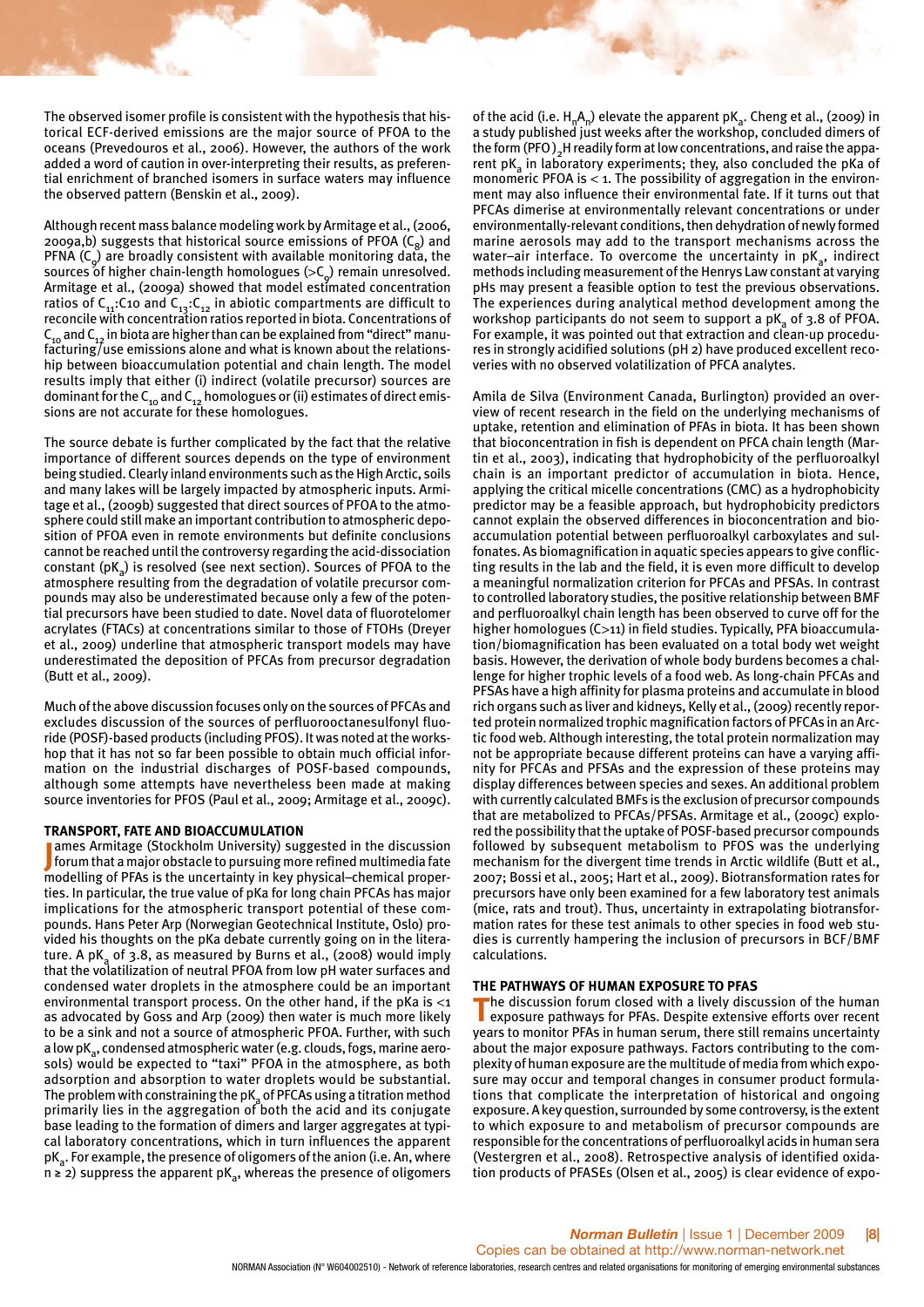The observed isomer profile is consistent with the hypothesis that historical ECF-derived emissions are the major source of PFOA to the oceans (Prevedouros et al., 2006). However, the authors of the work added a word of caution in over-interpreting their results, as preferential enrichment of branched isomers in surface waters may influence the observed pattern (Benskin et al., 2009).

Although recent mass balance modeling work by Armitage et al., (2006, 2009a,b) suggests that historical source emissions of PFOA ($C_8$) and PFNA ($C_9$) are broadly consistent with available monitoring data, the sources of higher chain-length homologues ($>C_9$) remain unresolved. Armitage et al., (2009a) showed that model estimated concentration ratios of $C_{11}$:C10 and $C_{13}$:$C_{12}$ in abiotic compartments are difficult to reconcile with concentration ratios reported in biota. Concentrations of $C_{10}$ and $C_{12}$ in biota are higher than can be explained from "direct" manufacturing/use emissions alone and what is known about the relationship between bioaccumulation potential and chain length. The model results imply that either (i) indirect (volatile precursor) sources are dominant for the $C_{10}$ and $C_{12}$ homologues or (ii) estimates of direct emissions are not accurate for these homologues.

The source debate is further complicated by the fact that the relative importance of different sources depends on the type of environment being studied. Clearly inland environments such as the High Arctic, soils and many lakes will be largely impacted by atmospheric inputs. Armitage et al., (2009b) suggested that direct sources of PFOA to the atmosphere could still make an important contribution to atmospheric deposition of PFOA even in remote environments but definite conclusions cannot be reached until the controversy regarding the acid-dissociation constant ($pK_a$) is resolved (see next section). Sources of PFOA to the atmosphere resulting from the degradation of volatile precursor compounds may also be underestimated because only a few of the potential precursors have been studied to date. Novel data of fluorotelomer acrylates (FTACs) at concentrations similar to those of FTOHs (Dreyer et al., 2009) underline that atmospheric transport models may have underestimated the deposition of PFCAs from precursor degradation (Butt et al., 2009).

Much of the above discussion focuses only on the sources of PFCAs and excludes discussion of the sources of perfluorooctanesulfonyl fluoride (POSF)-based products (including PFOS). It was noted at the workshop that it has not so far been possible to obtain much official information on the industrial discharges of POSF-based compounds, although some attempts have nevertheless been made at making source inventories for PFOS (Paul et al., 2009; Armitage et al., 2009c).

## TRANSPORT, FATE AND BIOACCUMULATION

James Armitage (Stockholm University) suggested in the discussion forum that a major obstacle to pursuing more refined multimedia fate modelling of PFAs is the uncertainty in key physical–chemical properties. In particular, the true value of pKa for long chain PFCAs has major implications for the atmospheric transport potential of these compounds. Hans Peter Arp (Norwegian Geotechnical Institute, Oslo) provided his thoughts on the pKa debate currently going on in the literature. A $pK_a$ of 3.8, as measured by Burns et al., (2008) would imply that the volatilization of neutral PFOA from low pH water surfaces and condensed water droplets in the atmosphere could be an important environmental transport process. On the other hand, if the pKa is <1 as advocated by Goss and Arp (2009) then water is much more likely to be a sink and not a source of atmospheric PFOA. Further, with such a low $pK_a$, condensed atmospheric water (e.g. clouds, fogs, marine aerosols) would be expected to "taxi" PFOA in the atmosphere, as both adsorption and absorption to water droplets would be substantial. The problem with constraining the $pK_a$ of PFCAs using a titration method primarily lies in the aggregation of both the acid and its conjugate base leading to the formation of dimers and larger aggregates at typical laboratory concentrations, which in turn influences the apparent $pK_a$. For example, the presence of oligomers of the anion (i.e. An, where n ≥ 2) suppress the apparent $pK_a$, whereas the presence of oligomers of the acid (i.e. $H_nA_n$) elevate the apparent $pK_a$. Cheng et al., (2009) in a study published just weeks after the workshop, concluded dimers of the form $(PFO)_2H$ readily form at low concentrations, and raise the apparent $pK_a$ in laboratory experiments; they, also concluded the pKa of monomeric PFOA is < 1. The possibility of aggregation in the environment may also influence their environmental fate. If it turns out that PFCAs dimerise at environmentally relevant concentrations or under environmentally-relevant conditions, then dehydration of newly formed marine aerosols may add to the transport mechanisms across the water–air interface. To overcome the uncertainty in $pK_a$, indirect methods including measurement of the Henrys Law constant at varying pHs may present a feasible option to test the previous observations. The experiences during analytical method development among the workshop participants do not seem to support a $pK_a$ of 3.8 of PFOA. For example, it was pointed out that extraction and clean-up procedures in strongly acidified solutions (pH 2) have produced excellent recoveries with no observed volatilization of PFCA analytes.

Amila de Silva (Environment Canada, Burlington) provided an overview of recent research in the field on the underlying mechanisms of uptake, retention and elimination of PFAs in biota. It has been shown that bioconcentration in fish is dependent on PFCA chain length (Martin et al., 2003), indicating that hydrophobicity of the perfluoroalkyl chain is an important predictor of accumulation in biota. Hence, applying the critical micelle concentrations (CMC) as a hydrophobicity predictor may be a feasible approach, but hydrophobicity predictors cannot explain the observed differences in bioconcentration and bioaccumulation potential between perfluoroalkyl carboxylates and sulfonates. As biomagnification in aquatic species appears to give conflicting results in the lab and the field, it is even more difficult to develop a meaningful normalization criterion for PFCAs and PFSAs. In contrast to controlled laboratory studies, the positive relationship between BMF and perfluoroalkyl chain length has been observed to curve off for the higher homologues (C>11) in field studies. Typically, PFA bioaccumulation/biomagnification has been evaluated on a total body wet weight basis. However, the derivation of whole body burdens becomes a challenge for higher trophic levels of a food web. As long-chain PFCAs and PFSAs have a high affinity for plasma proteins and accumulate in blood rich organs such as liver and kidneys, Kelly et al., (2009) recently reported protein normalized trophic magnification factors of PFCAs in an Arctic food web. Although interesting, the total protein normalization may not be appropriate because different proteins can have a varying affinity for PFCAs and PFSAs and the expression of these proteins may display differences between species and sexes. An additional problem with currently calculated BMFs is the exclusion of precursor compounds that are metabolized to PFCAs/PFSAs. Armitage et al., (2009c) explored the possibility that the uptake of POSF-based precursor compounds followed by subsequent metabolism to PFOS was the underlying mechanism for the divergent time trends in Arctic wildlife (Butt et al., 2007; Bossi et al., 2005; Hart et al., 2009). Biotransformation rates for precursors have only been examined for a few laboratory test animals (mice, rats and trout). Thus, uncertainty in extrapolating biotransformation rates for these test animals to other species in food web studies is currently hampering the inclusion of precursors in BCF/BMF calculations.

## THE PATHWAYS OF HUMAN EXPOSURE TO PFAS

The discussion forum closed with a lively discussion of the human exposure pathways for PFAs. Despite extensive efforts over recent years to monitor PFAs in human serum, there still remains uncertainty about the major exposure pathways. Factors contributing to the complexity of human exposure are the multitude of media from which exposure may occur and temporal changes in consumer product formulations that complicate the interpretation of historical and ongoing exposure. A key question, surrounded by some controversy, is the extent to which exposure to and metabolism of precursor compounds are responsible for the concentrations of perfluoroalkyl acids in human sera (Vestergren et al., 2008). Retrospective analysis of identified oxidation products of PFASEs (Olsen et al., 2005) is clear evidence of expo-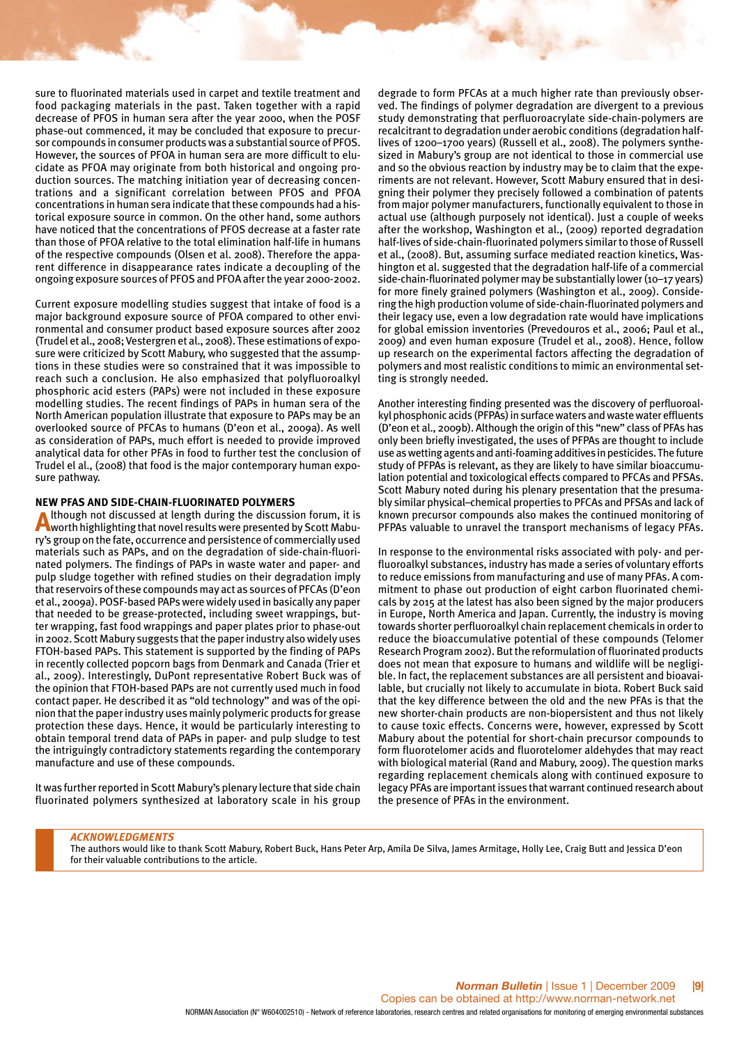sure to fluorinated materials used in carpet and textile treatment and food packaging materials in the past. Taken together with a rapid decrease of PFOS in human sera after the year 2000, when the POSF phase-out commenced, it may be concluded that exposure to precursor compounds in consumer products was a substantial source of PFOS. However, the sources of PFOA in human sera are more difficult to elucidate as PFOA may originate from both historical and ongoing production sources. The matching initiation year of decreasing concentrations and a significant correlation between PFOS and PFOA concentrations in human sera indicate that these compounds had a historical exposure source in common. On the other hand, some authors have noticed that the concentrations of PFOS decrease at a faster rate than those of PFOA relative to the total elimination half-life in humans of the respective compounds (Olsen et al. 2008). Therefore the apparent difference in disappearance rates indicate a decoupling of the ongoing exposure sources of PFOS and PFOA after the year 2000-2002.

Current exposure modelling studies suggest that intake of food is a major background exposure source of PFOA compared to other environmental and consumer product based exposure sources after 2002 (Trudel et al., 2008; Vestergren et al., 2008). These estimations of exposure were criticized by Scott Mabury, who suggested that the assumptions in these studies were so constrained that it was impossible to reach such a conclusion. He also emphasized that polyfluoroalkyl phosphoric acid esters (PAPs) were not included in these exposure modelling studies. The recent findings of PAPs in human sera of the North American population illustrate that exposure to PAPs may be an overlooked source of PFCAs to humans (D'eon et al., 2009a). As well as consideration of PAPs, much effort is needed to provide improved analytical data for other PFAs in food to further test the conclusion of Trudel el al., (2008) that food is the major contemporary human exposure pathway.

## NEW PFAS AND SIDE-CHAIN-FLUORINATED POLYMERS

Although not discussed at length during the discussion forum, it is worth highlighting that novel results were presented by Scott Mabury's group on the fate, occurrence and persistence of commercially used materials such as PAPs, and on the degradation of side-chain-fluorinated polymers. The findings of PAPs in waste water and paper- and pulp sludge together with refined studies on their degradation imply that reservoirs of these compounds may act as sources of PFCAs (D'eon et al., 2009a). POSF-based PAPs were widely used in basically any paper that needed to be grease-protected, including sweet wrappings, butter wrapping, fast food wrappings and paper plates prior to phase-out in 2002. Scott Mabury suggests that the paper industry also widely uses FTOH-based PAPs. This statement is supported by the finding of PAPs in recently collected popcorn bags from Denmark and Canada (Trier et al., 2009). Interestingly, DuPont representative Robert Buck was of the opinion that FTOH-based PAPs are not currently used much in food contact paper. He described it as "old technology" and was of the opinion that the paper industry uses mainly polymeric products for grease protection these days. Hence, it would be particularly interesting to obtain temporal trend data of PAPs in paper- and pulp sludge to test the intriguingly contradictory statements regarding the contemporary manufacture and use of these compounds.

It was further reported in Scott Mabury's plenary lecture that side chain fluorinated polymers synthesized at laboratory scale in his group degrade to form PFCAs at a much higher rate than previously observed. The findings of polymer degradation are divergent to a previous study demonstrating that perfluoroacrylate side-chain-polymers are recalcitrant to degradation under aerobic conditions (degradation half-lives of 1200–1700 years) (Russell et al., 2008). The polymers synthesized in Mabury's group are not identical to those in commercial use and so the obvious reaction by industry may be to claim that the experiments are not relevant. However, Scott Mabury ensured that in designing their polymer they precisely followed a combination of patents from major polymer manufacturers, functionally equivalent to those in actual use (although purposely not identical). Just a couple of weeks after the workshop, Washington et al., (2009) reported degradation half-lives of side-chain-fluorinated polymers similar to those of Russell et al., (2008). But, assuming surface mediated reaction kinetics, Washington et al. suggested that the degradation half-life of a commercial side-chain-fluorinated polymer may be substantially lower (10–17 years) for more finely grained polymers (Washington et al., 2009). Considering the high production volume of side-chain-fluorinated polymers and their legacy use, even a low degradation rate would have implications for global emission inventories (Prevedouros et al., 2006; Paul et al., 2009) and even human exposure (Trudel et al., 2008). Hence, follow up research on the experimental factors affecting the degradation of polymers and most realistic conditions to mimic an environmental setting is strongly needed.

Another interesting finding presented was the discovery of perfluoroalkyl phosphonic acids (PFPAs) in surface waters and waste water effluents (D'eon et al., 2009b). Although the origin of this "new" class of PFAs has only been briefly investigated, the uses of PFPAs are thought to include use as wetting agents and anti-foaming additives in pesticides. The future study of PFPAs is relevant, as they are likely to have similar bioaccumulation potential and toxicological effects compared to PFCAs and PFSAs. Scott Mabury noted during his plenary presentation that the presumably similar physical–chemical properties to PFCAs and PFSAs and lack of known precursor compounds also makes the continued monitoring of PFPAs valuable to unravel the transport mechanisms of legacy PFAs.

In response to the environmental risks associated with poly- and perfluoroalkyl substances, industry has made a series of voluntary efforts to reduce emissions from manufacturing and use of many PFAs. A commitment to phase out production of eight carbon fluorinated chemicals by 2015 at the latest has also been signed by the major producers in Europe, North America and Japan. Currently, the industry is moving towards shorter perfluoroalkyl chain replacement chemicals in order to reduce the bioaccumulative potential of these compounds (Telomer Research Program 2002). But the reformulation of fluorinated products does not mean that exposure to humans and wildlife will be negligible. In fact, the replacement substances are all persistent and bioavailable, but crucially not likely to accumulate in biota. Robert Buck said that the key difference between the old and the new PFAs is that the new shorter-chain products are non-biopersistent and thus not likely to cause toxic effects. Concerns were, however, expressed by Scott Mabury about the potential for short-chain precursor compounds to form fluorotelomer acids and fluorotelomer aldehydes that may react with biological material (Rand and Mabury, 2009). The question marks regarding replacement chemicals along with continued exposure to legacy PFAs are important issues that warrant continued research about the presence of PFAs in the environment.

### *ACKNOWLEDGMENTS*

The authors would like to thank Scott Mabury, Robert Buck, Hans Peter Arp, Amila De Silva, James Armitage, Holly Lee, Craig Butt and Jessica D'eon for their valuable contributions to the article.

Copies can be obtained at http://www.norman-network.net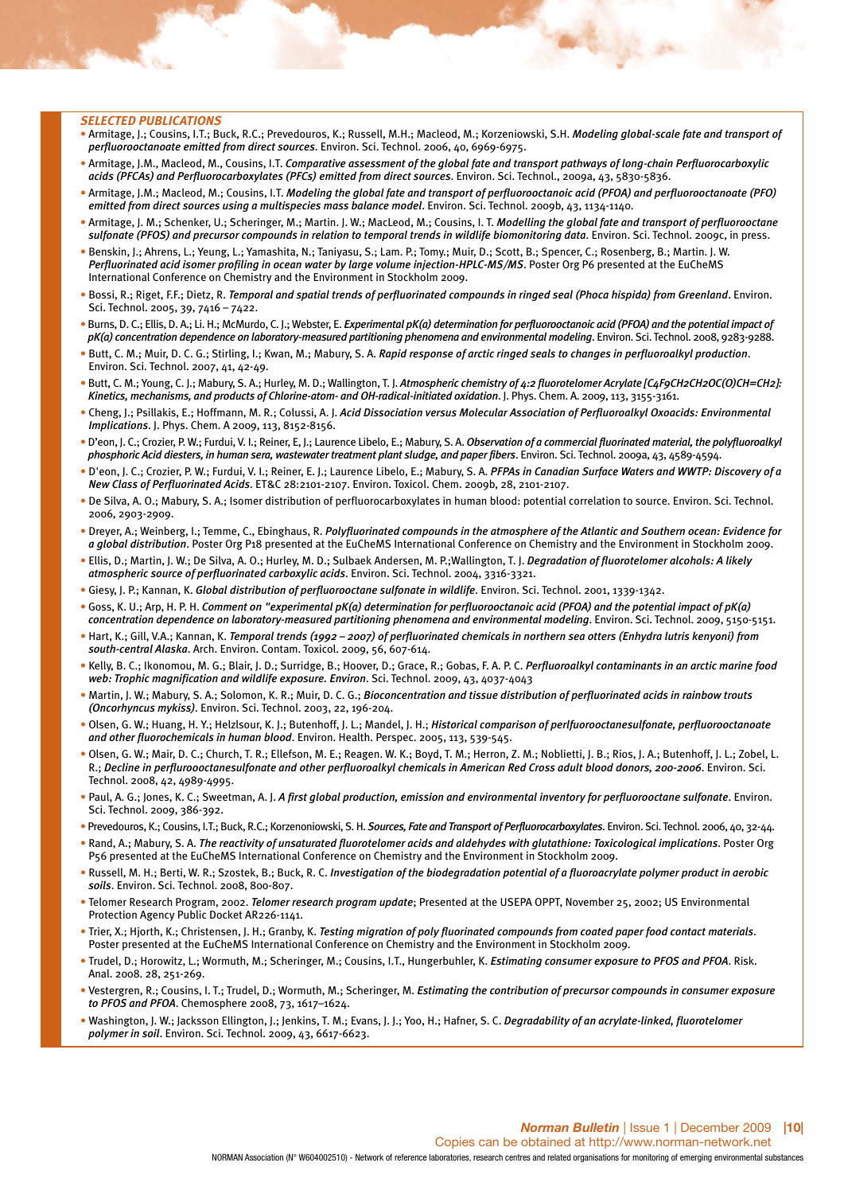### *SELECTED PUBLICATIONS*

- Armitage, J.; Cousins, I.T.; Buck, R.C.; Prevedouros, K.; Russell, M.H.; Macleod, M.; Korzeniowski, S.H. ***Modeling global-scale fate and transport of perfluorooctanoate emitted from direct sources***. Environ. Sci. Technol. 2006, 40, 6969-6975.
- Armitage, J.M., Macleod, M., Cousins, I.T. ***Comparative assessment of the global fate and transport pathways of long-chain Perfluorocarboxylic acids (PFCAs) and Perfluorocarboxylates (PFCs) emitted from direct sources***. Environ. Sci. Technol., 2009a, 43, 5830-5836.
- Armitage, J.M.; Macleod, M.; Cousins, I.T. ***Modeling the global fate and transport of perfluorooctanoic acid (PFOA) and perfluorooctanoate (PFO) emitted from direct sources using a multispecies mass balance model***. Environ. Sci. Technol. 2009b, 43, 1134-1140.
- Armitage, J. M.; Schenker, U.; Scheringer, M.; Martin. J. W.; MacLeod, M.; Cousins, I. T. ***Modelling the global fate and transport of perfluorooctane sulfonate (PFOS) and precursor compounds in relation to temporal trends in wildlife biomonitoring data***. Environ. Sci. Technol. 2009c, in press.
- Benskin, J.; Ahrens, L.; Yeung, L.; Yamashita, N.; Taniyasu, S.; Lam. P.; Tomy.; Muir, D.; Scott, B.; Spencer, C.; Rosenberg, B.; Martin. J. W. ***Perfluorinated acid isomer profiling in ocean water by large volume injection-HPLC-MS/MS***. Poster Org P6 presented at the EuCheMS International Conference on Chemistry and the Environment in Stockholm 2009.
- Bossi, R.; Riget, F.F.; Dietz, R. ***Temporal and spatial trends of perfluorinated compounds in ringed seal (Phoca hispida) from Greenland***. Environ. Sci. Technol. 2005, 39, 7416 – 7422.
- Burns, D. C.; Ellis, D. A.; Li. H.; McMurdo, C. J.; Webster, E. ***Experimental pK(a) determination for perfluorooctanoic acid (PFOA) and the potential impact of pK(a) concentration dependence on laboratory-measured partitioning phenomena and environmental modeling***. Environ. Sci. Technol. 2008, 9283-9288.
- Butt, C. M.; Muir, D. C. G.; Stirling, I.; Kwan, M.; Mabury, S. A. ***Rapid response of arctic ringed seals to changes in perfluoroalkyl production***. Environ. Sci. Technol. 2007, 41, 42-49.
- Butt, C. M.; Young, C. J.; Mabury, S. A.; Hurley, M. D.; Wallington, T. J. ***Atmospheric chemistry of 4:2 fluorotelomer Acrylate [$C_4F_9CH_2CH_2OC(O)CH=CH_2$]: Kinetics, mechanisms, and products of Chlorine-atom- and OH-radical-initiated oxidation***. J. Phys. Chem. A. 2009, 113, 3155-3161.
- Cheng, J.; Psillakis, E.; Hoffmann, M. R.; Colussi, A. J. ***Acid Dissociation versus Molecular Association of Perfluoroalkyl Oxoacids: Environmental Implications***. J. Phys. Chem. A 2009, 113, 8152-8156.
- D'eon, J. C.; Crozier, P. W.; Furdui, V. I.; Reiner, E, J.; Laurence Libelo, E.; Mabury, S. A. ***Observation of a commercial fluorinated material, the polyfluoroalkyl phosphoric Acid diesters, in human sera, wastewater treatment plant sludge, and paper fibers***. Environ. Sci. Technol. 2009a, 43, 4589-4594.
- D'eon, J. C.; Crozier, P. W.; Furdui, V. I.; Reiner, E. J.; Laurence Libelo, E.; Mabury, S. A. ***PFPAs in Canadian Surface Waters and WWTP: Discovery of a New Class of Perfluorinated Acids***. ET&C 28:2101-2107. Environ. Toxicol. Chem. 2009b, 28, 2101-2107.
- De Silva, A. O.; Mabury, S. A.; Isomer distribution of perfluorocarboxylates in human blood: potential correlation to source. Environ. Sci. Technol. 2006, 2903-2909.
- Dreyer, A.; Weinberg, I.; Temme, C., Ebinghaus, R. ***Polyfluorinated compounds in the atmosphere of the Atlantic and Southern ocean: Evidence for a global distribution***. Poster Org P18 presented at the EuCheMS International Conference on Chemistry and the Environment in Stockholm 2009.
- Ellis, D.; Martin, J. W.; De Silva, A. O.; Hurley, M. D.; Sulbaek Andersen, M. P.;Wallington, T. J. ***Degradation of fluorotelomer alcohols: A likely atmospheric source of perfluorinated carboxylic acids***. Environ. Sci. Technol. 2004, 3316-3321.
- Giesy, J. P.; Kannan, K. ***Global distribution of perfluorooctane sulfonate in wildlife***. Environ. Sci. Technol. 2001, 1339-1342.
- Goss, K. U.; Arp, H. P. H. ***Comment on "experimental pK(a) determination for perfluorooctanoic acid (PFOA) and the potential impact of pK(a) concentration dependence on laboratory-measured partitioning phenomena and environmental modeling***. Environ. Sci. Technol. 2009, 5150-5151.
- Hart, K.; Gill, V.A.; Kannan, K. ***Temporal trends (1992 – 2007) of perfluorinated chemicals in northern sea otters (Enhydra lutris kenyoni) from south-central Alaska***. Arch. Environ. Contam. Toxicol. 2009, 56, 607-614.
- Kelly, B. C.; Ikonomou, M. G.; Blair, J. D.; Surridge, B.; Hoover, D.; Grace, R.; Gobas, F. A. P. C. ***Perfluoroalkyl contaminants in an arctic marine food web: Trophic magnification and wildlife exposure. Environ***. Sci. Technol. 2009, 43, 4037-4043
- Martin, J. W.; Mabury, S. A.; Solomon, K. R.; Muir, D. C. G.; ***Bioconcentration and tissue distribution of perfluorinated acids in rainbow trouts (Oncorhyncus mykiss)***. Environ. Sci. Technol. 2003, 22, 196-204.
- Olsen, G. W.; Huang, H. Y.; Helzlsour, K. J.; Butenhoff, J. L.; Mandel, J. H.; ***Historical comparison of perlfuorooctanesulfonate, perfluorooctanoate and other fluorochemicals in human blood***. Environ. Health. Perspec. 2005, 113, 539-545.
- Olsen, G. W.; Mair, D. C.; Church, T. R.; Ellefson, M. E.; Reagen. W. K.; Boyd, T. M.; Herron, Z. M.; Noblietti, J. B.; Rios, J. A.; Butenhoff, J. L.; Zobel, L. R.; ***Decline in perfluorooctanesulfonate and other perfluoroalkyl chemicals in American Red Cross adult blood donors, 200-2006***. Environ. Sci. Technol. 2008, 42, 4989-4995.
- Paul, A. G.; Jones, K. C.; Sweetman, A. J. ***A first global production, emission and environmental inventory for perfluorooctane sulfonate***. Environ. Sci. Technol. 2009, 386-392.
- Prevedouros, K.; Cousins, I.T.; Buck, R.C.; Korzenoniowski, S. H. ***Sources, Fate and Transport of Perfluorocarboxylates***. Environ. Sci. Technol. 2006, 40, 32-44.
- Rand, A.; Mabury, S. A. ***The reactivity of unsaturated fluorotelomer acids and aldehydes with glutathione: Toxicological implications***. Poster Org P56 presented at the EuCheMS International Conference on Chemistry and the Environment in Stockholm 2009.
- Russell, M. H.; Berti, W. R.; Szostek, B.; Buck, R. C. ***Investigation of the biodegradation potential of a fluoroacrylate polymer product in aerobic soils***. Environ. Sci. Technol. 2008, 800-807.
- Telomer Research Program, 2002. ***Telomer research program update***; Presented at the USEPA OPPT, November 25, 2002; US Environmental Protection Agency Public Docket AR226-1141.
- Trier, X.; Hjorth, K.; Christensen, J. H.; Granby, K. ***Testing migration of poly fluorinated compounds from coated paper food contact materials***. Poster presented at the EuCheMS International Conference on Chemistry and the Environment in Stockholm 2009.
- Trudel, D.; Horowitz, L.; Wormuth, M.; Scheringer, M.; Cousins, I.T., Hungerbuhler, K. ***Estimating consumer exposure to PFOS and PFOA***. Risk. Anal. 2008. 28, 251-269.
- Vestergren, R.; Cousins, I. T.; Trudel, D.; Wormuth, M.; Scheringer, M. ***Estimating the contribution of precursor compounds in consumer exposure to PFOS and PFOA***. Chemosphere 2008, 73, 1617–1624.
- Washington, J. W.; Jacksson Ellington, J.; Jenkins, T. M.; Evans, J. J.; Yoo, H.; Hafner, S. C. ***Degradability of an acrylate-linked, fluorotelomer polymer in soil***. Environ. Sci. Technol. 2009, 43, 6617-6623.

Copies can be obtained at http://www.norman-network.net

NORMAN Association (N° W604002510) - Network of reference laboratories, research centres and related organisations for monitoring of emerging environmental substances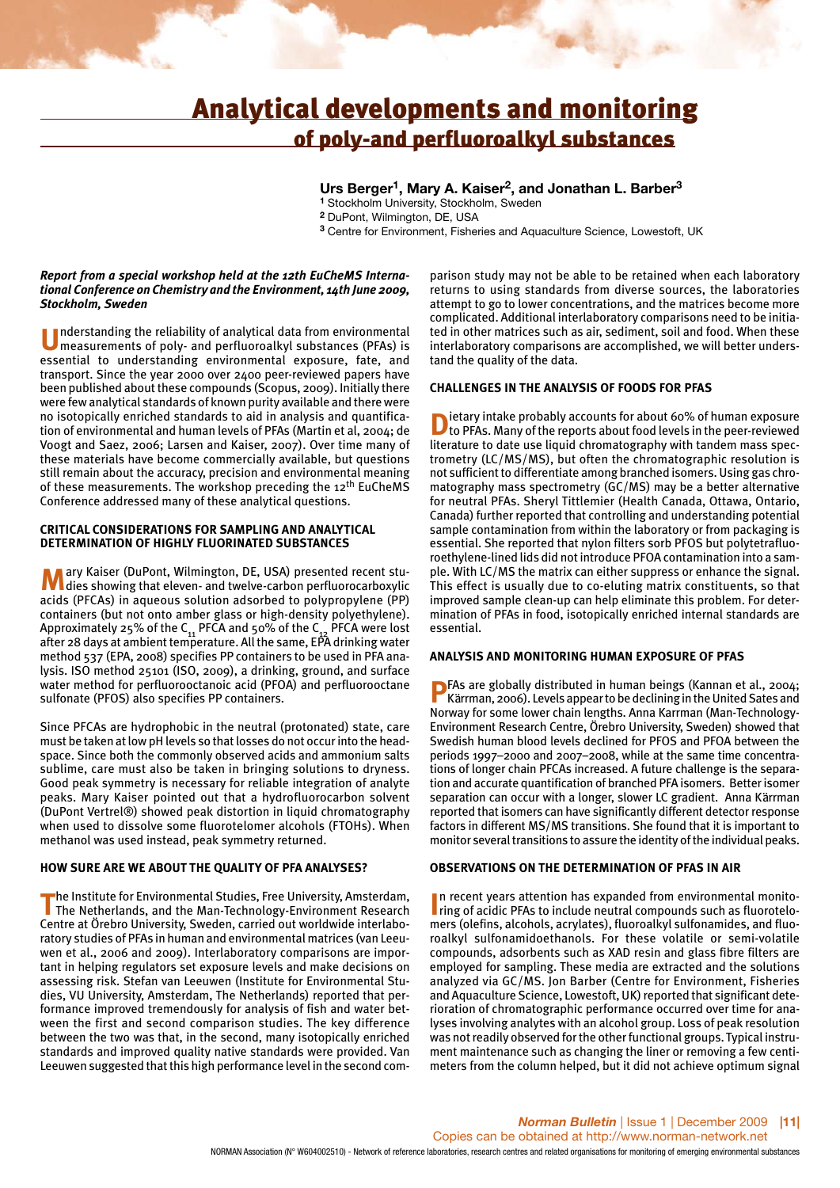# Analytical developments and monitoring of poly-and perfluoroalkyl substances

**Urs Berger[1], Mary A. Kaiser[2], and Jonathan L. Barber[3]**

[1] Stockholm University, Stockholm, Sweden
[2] DuPont, Wilmington, DE, USA
[3] Centre for Environment, Fisheries and Aquaculture Science, Lowestoft, UK

***Report from a special workshop held at the 12th EuCheMS International Conference on Chemistry and the Environment, 14th June 2009, Stockholm, Sweden***

Understanding the reliability of analytical data from environmental measurements of poly- and perfluoroalkyl substances (PFAs) is essential to understanding environmental exposure, fate, and transport. Since the year 2000 over 2400 peer-reviewed papers have been published about these compounds (Scopus, 2009). Initially there were few analytical standards of known purity available and there were no isotopically enriched standards to aid in analysis and quantification of environmental and human levels of PFAs (Martin et al, 2004; de Voogt and Saez, 2006; Larsen and Kaiser, 2007). Over time many of these materials have become commercially available, but questions still remain about the accuracy, precision and environmental meaning of these measurements. The workshop preceding the 12th EuCheMS Conference addressed many of these analytical questions.

## CRITICAL CONSIDERATIONS FOR SAMPLING AND ANALYTICAL DETERMINATION OF HIGHLY FLUORINATED SUBSTANCES

Mary Kaiser (DuPont, Wilmington, DE, USA) presented recent studies showing that eleven- and twelve-carbon perfluorocarboxylic acids (PFCAs) in aqueous solution adsorbed to polypropylene (PP) containers (but not onto amber glass or high-density polyethylene). Approximately 25% of the $C_{11}$ PFCA and 50% of the $C_{12}$ PFCA were lost after 28 days at ambient temperature. All the same, EPA drinking water method 537 (EPA, 2008) specifies PP containers to be used in PFA analysis. ISO method 25101 (ISO, 2009), a drinking, ground, and surface water method for perfluorooctanoic acid (PFOA) and perfluorooctane sulfonate (PFOS) also specifies PP containers.

Since PFCAs are hydrophobic in the neutral (protonated) state, care must be taken at low pH levels so that losses do not occur into the headspace. Since both the commonly observed acids and ammonium salts sublime, care must also be taken in bringing solutions to dryness. Good peak symmetry is necessary for reliable integration of analyte peaks. Mary Kaiser pointed out that a hydrofluorocarbon solvent (DuPont Vertrel®) showed peak distortion in liquid chromatography when used to dissolve some fluorotelomer alcohols (FTOHs). When methanol was used instead, peak symmetry returned.

## HOW SURE ARE WE ABOUT THE QUALITY OF PFA ANALYSES?

The Institute for Environmental Studies, Free University, Amsterdam, The Netherlands, and the Man-Technology-Environment Research Centre at Örebro University, Sweden, carried out worldwide interlaboratory studies of PFAs in human and environmental matrices (van Leeuwen et al., 2006 and 2009). Interlaboratory comparisons are important in helping regulators set exposure levels and make decisions on assessing risk. Stefan van Leeuwen (Institute for Environmental Studies, VU University, Amsterdam, The Netherlands) reported that performance improved tremendously for analysis of fish and water between the first and second comparison studies. The key difference between the two was that, in the second, many isotopically enriched standards and improved quality native standards were provided. Van Leeuwen suggested that this high performance level in the second comparison study may not be able to be retained when each laboratory returns to using standards from diverse sources, the laboratories attempt to go to lower concentrations, and the matrices become more complicated. Additional interlaboratory comparisons need to be initiated in other matrices such as air, sediment, soil and food. When these interlaboratory comparisons are accomplished, we will better understand the quality of the data.

## CHALLENGES IN THE ANALYSIS OF FOODS FOR PFAS

Dietary intake probably accounts for about 60% of human exposure to PFAs. Many of the reports about food levels in the peer-reviewed literature to date use liquid chromatography with tandem mass spectrometry (LC/MS/MS), but often the chromatographic resolution is not sufficient to differentiate among branched isomers. Using gas chromatography mass spectrometry (GC/MS) may be a better alternative for neutral PFAs. Sheryl Tittlemier (Health Canada, Ottawa, Ontario, Canada) further reported that controlling and understanding potential sample contamination from within the laboratory or from packaging is essential. She reported that nylon filters sorb PFOS but polytetrafluoroethylene-lined lids did not introduce PFOA contamination into a sample. With LC/MS the matrix can either suppress or enhance the signal. This effect is usually due to co-eluting matrix constituents, so that improved sample clean-up can help eliminate this problem. For determination of PFAs in food, isotopically enriched internal standards are essential.

## ANALYSIS AND MONITORING HUMAN EXPOSURE OF PFAS

PFAs are globally distributed in human beings (Kannan et al., 2004; Kärrman, 2006). Levels appear to be declining in the United Sates and Norway for some lower chain lengths. Anna Karrman (Man-Technology-Environment Research Centre, Örebro University, Sweden) showed that Swedish human blood levels declined for PFOS and PFOA between the periods 1997–2000 and 2007–2008, while at the same time concentrations of longer chain PFCAs increased. A future challenge is the separation and accurate quantification of branched PFA isomers. Better isomer separation can occur with a longer, slower LC gradient. Anna Kärrman reported that isomers can have significantly different detector response factors in different MS/MS transitions. She found that it is important to monitor several transitions to assure the identity of the individual peaks.

## OBSERVATIONS ON THE DETERMINATION OF PFAS IN AIR

In recent years attention has expanded from environmental monitoring of acidic PFAs to include neutral compounds such as fluorotelomers (olefins, alcohols, acrylates), fluoroalkyl sulfonamides, and fluoroalkyl sulfonamidoethanols. For these volatile or semi-volatile compounds, adsorbents such as XAD resin and glass fibre filters are employed for sampling. These media are extracted and the solutions analyzed via GC/MS. Jon Barber (Centre for Environment, Fisheries and Aquaculture Science, Lowestoft, UK) reported that significant deterioration of chromatographic performance occurred over time for analyses involving analytes with an alcohol group. Loss of peak resolution was not readily observed for the other functional groups. Typical instrument maintenance such as changing the liner or removing a few centimeters from the column helped, but it did not achieve optimum signal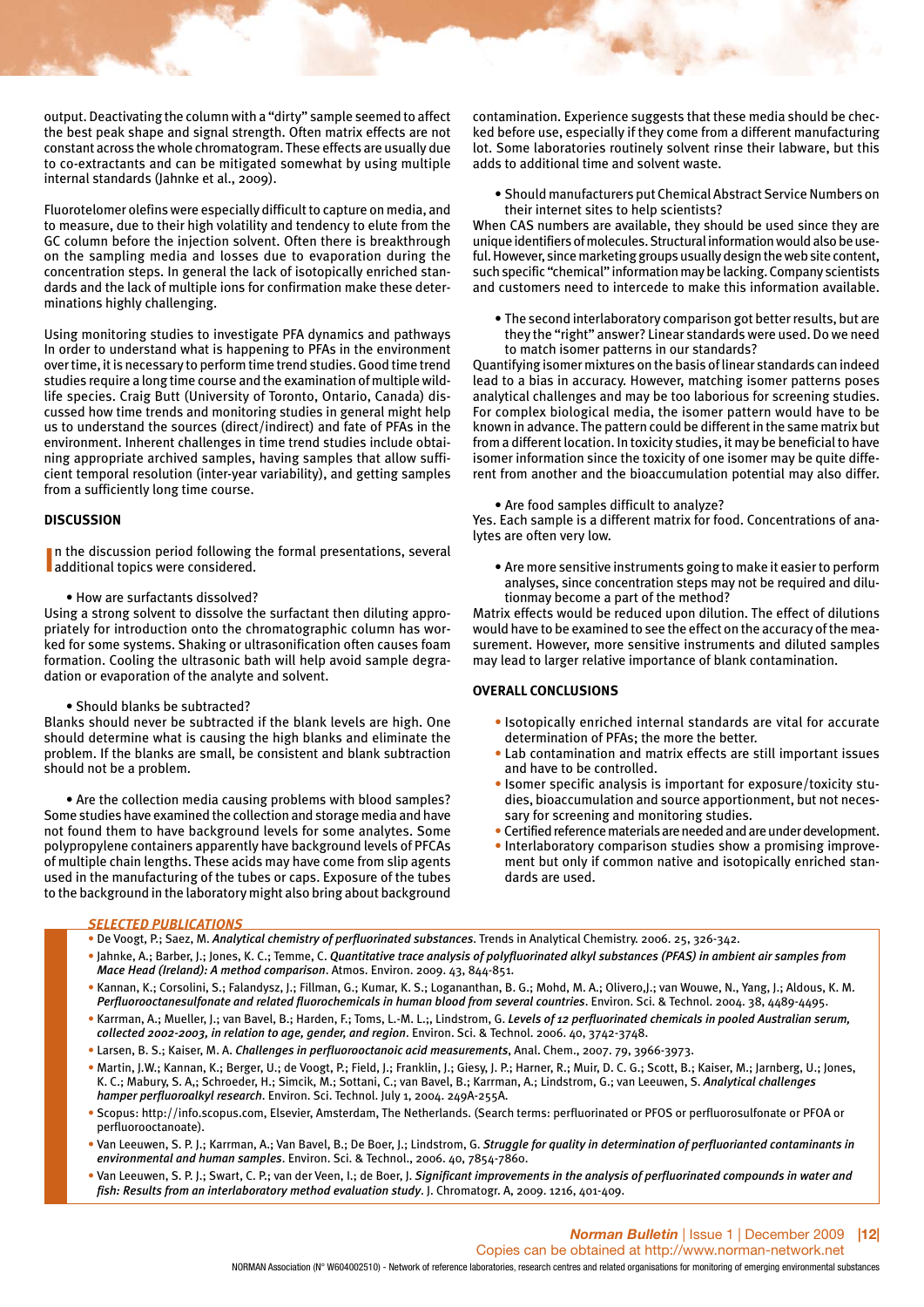output. Deactivating the column with a "dirty" sample seemed to affect the best peak shape and signal strength. Often matrix effects are not constant across the whole chromatogram. These effects are usually due to co-extractants and can be mitigated somewhat by using multiple internal standards (Jahnke et al., 2009).

Fluorotelomer olefins were especially difficult to capture on media, and to measure, due to their high volatility and tendency to elute from the GC column before the injection solvent. Often there is breakthrough on the sampling media and losses due to evaporation during the concentration steps. In general the lack of isotopically enriched standards and the lack of multiple ions for confirmation make these determinations highly challenging.

Using monitoring studies to investigate PFA dynamics and pathways In order to understand what is happening to PFAs in the environment over time, it is necessary to perform time trend studies. Good time trend studies require a long time course and the examination of multiple wildlife species. Craig Butt (University of Toronto, Ontario, Canada) discussed how time trends and monitoring studies in general might help us to understand the sources (direct/indirect) and fate of PFAs in the environment. Inherent challenges in time trend studies include obtaining appropriate archived samples, having samples that allow sufficient temporal resolution (inter-year variability), and getting samples from a sufficiently long time course.

## DISCUSSION

In the discussion period following the formal presentations, several additional topics were considered.

- How are surfactants dissolved?

Using a strong solvent to dissolve the surfactant then diluting appropriately for introduction onto the chromatographic column has worked for some systems. Shaking or ultrasonification often causes foam formation. Cooling the ultrasonic bath will help avoid sample degradation or evaporation of the analyte and solvent.

- Should blanks be subtracted?

Blanks should never be subtracted if the blank levels are high. One should determine what is causing the high blanks and eliminate the problem. If the blanks are small, be consistent and blank subtraction should not be a problem.

- Are the collection media causing problems with blood samples?

Some studies have examined the collection and storage media and have not found them to have background levels for some analytes. Some polypropylene containers apparently have background levels of PFCAs of multiple chain lengths. These acids may have come from slip agents used in the manufacturing of the tubes or caps. Exposure of the tubes to the background in the laboratory might also bring about background contamination. Experience suggests that these media should be checked before use, especially if they come from a different manufacturing lot. Some laboratories routinely solvent rinse their labware, but this adds to additional time and solvent waste.

- Should manufacturers put Chemical Abstract Service Numbers on their internet sites to help scientists?

When CAS numbers are available, they should be used since they are unique identifiers of molecules. Structural information would also be useful. However, since marketing groups usually design the web site content, such specific "chemical" information may be lacking. Company scientists and customers need to intercede to make this information available.

- The second interlaboratory comparison got better results, but are they the "right" answer? Linear standards were used. Do we need to match isomer patterns in our standards?

Quantifying isomer mixtures on the basis of linear standards can indeed lead to a bias in accuracy. However, matching isomer patterns poses analytical challenges and may be too laborious for screening studies. For complex biological media, the isomer pattern would have to be known in advance. The pattern could be different in the same matrix but from a different location. In toxicity studies, it may be beneficial to have isomer information since the toxicity of one isomer may be quite different from another and the bioaccumulation potential may also differ.

- Are food samples difficult to analyze?

Yes. Each sample is a different matrix for food. Concentrations of analytes are often very low.

- Are more sensitive instruments going to make it easier to perform analyses, since concentration steps may not be required and dilutionmay become a part of the method?

Matrix effects would be reduced upon dilution. The effect of dilutions would have to be examined to see the effect on the accuracy of the measurement. However, more sensitive instruments and diluted samples may lead to larger relative importance of blank contamination.

## OVERALL CONCLUSIONS

- Isotopically enriched internal standards are vital for accurate determination of PFAs; the more the better.
- Lab contamination and matrix effects are still important issues and have to be controlled.
- Isomer specific analysis is important for exposure/toxicity studies, bioaccumulation and source apportionment, but not necessary for screening and monitoring studies.
- Certified reference materials are needed and are under development.
- Interlaboratory comparison studies show a promising improvement but only if common native and isotopically enriched standards are used.

### SELECTED PUBLICATIONS

- De Voogt, P.; Saez, M. ***Analytical chemistry of perfluorinated substances***. Trends in Analytical Chemistry. 2006. 25, 326-342.
- Jahnke, A.; Barber, J.; Jones, K. C.; Temme, C. ***Quantitative trace analysis of polyfluorinated alkyl substances (PFAS) in ambient air samples from Mace Head (Ireland): A method comparison***. Atmos. Environ. 2009. 43, 844-851.
- Kannan, K.; Corsolini, S.; Falandysz, J.; Fillman, G.; Kumar, K. S.; Logananthan, B. G.; Mohd, M. A.; Olivero,J.; van Wouwe, N., Yang, J.; Aldous, K. M. ***Perfluorooctanesulfonate and related fluorochemicals in human blood from several countries***. Environ. Sci. & Technol. 2004. 38, 4489-4495.
- Karrman, A.; Mueller, J.; van Bavel, B.; Harden, F.; Toms, L.-M. L.;, Lindstrom, G. ***Levels of 12 perfluorinated chemicals in pooled Australian serum, collected 2002-2003, in relation to age, gender, and region***. Environ. Sci. & Technol. 2006. 40, 3742-3748.
- Larsen, B. S.; Kaiser, M. A. ***Challenges in perfluorooctanoic acid measurements***, Anal. Chem., 2007. 79, 3966-3973.
- Martin, J.W.; Kannan, K.; Berger, U.; de Voogt, P.; Field, J.; Franklin, J.; Giesy, J. P.; Harner, R.; Muir, D. C. G.; Scott, B.; Kaiser, M.; Jarnberg, U.; Jones, K. C.; Mabury, S. A,; Schroeder, H.; Simcik, M.; Sottani, C.; van Bavel, B.; Karrman, A.; Lindstrom, G.; van Leeuwen, S. ***Analytical challenges hamper perfluoroalkyl research***. Environ. Sci. Technol. July 1, 2004. 249A-255A.
- Scopus: http://info.scopus.com, Elsevier, Amsterdam, The Netherlands. (Search terms: perfluorinated or PFOS or perfluorosulfonate or PFOA or perfluorooctanoate).
- Van Leeuwen, S. P. J.; Karrman, A.; Van Bavel, B.; De Boer, J.; Lindstrom, G. ***Struggle for quality in determination of perfluorianted contaminants in environmental and human samples***. Environ. Sci. & Technol., 2006. 40, 7854-7860.
- Van Leeuwen, S. P. J.; Swart, C. P.; van der Veen, I.; de Boer, J. ***Significant improvements in the analysis of perfluorinated compounds in water and fish: Results from an interlaboratory method evaluation study***. J. Chromatogr. A, 2009. 1216, 401-409.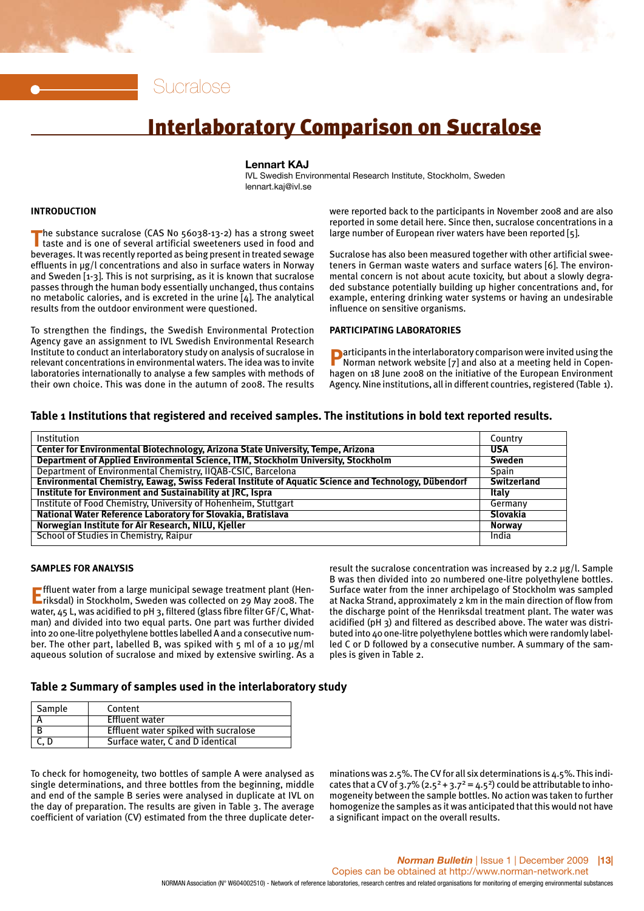Sucralose

# Interlaboratory Comparison on Sucralose

**Lennart KAJ**
IVL Swedish Environmental Research Institute, Stockholm, Sweden
lennart.kaj@ivl.se

## INTRODUCTION

The substance sucralose (CAS No 56038-13-2) has a strong sweet taste and is one of several artificial sweeteners used in food and beverages. It was recently reported as being present in treated sewage effluents in µg/l concentrations and also in surface waters in Norway and Sweden [1-3]. This is not surprising, as it is known that sucralose passes through the human body essentially unchanged, thus contains no metabolic calories, and is excreted in the urine [4]. The analytical results from the outdoor environment were questioned.

To strengthen the findings, the Swedish Environmental Protection Agency gave an assignment to IVL Swedish Environmental Research Institute to conduct an interlaboratory study on analysis of sucralose in relevant concentrations in environmental waters. The idea was to invite laboratories internationally to analyse a few samples with methods of their own choice. This was done in the autumn of 2008. The results were reported back to the participants in November 2008 and are also reported in some detail here. Since then, sucralose concentrations in a large number of European river waters have been reported [5].

Sucralose has also been measured together with other artificial sweeteners in German waste waters and surface waters [6]. The environmental concern is not about acute toxicity, but about a slowly degraded substance potentially building up higher concentrations and, for example, entering drinking water systems or having an undesirable influence on sensitive organisms.

## PARTICIPATING LABORATORIES

Participants in the interlaboratory comparison were invited using the Norman network website [7] and also at a meeting held in Copenhagen on 18 June 2008 on the initiative of the European Environment Agency. Nine institutions, all in different countries, registered (Table 1).

**Table 1 Institutions that registered and received samples. The institutions in bold text reported results.**

| Institution | Country |
|---|---|
| **Center for Environmental Biotechnology, Arizona State University, Tempe, Arizona** | **USA** |
| **Department of Applied Environmental Science, ITM, Stockholm University, Stockholm** | **Sweden** |
| Department of Environmental Chemistry, IIQAB-CSIC, Barcelona | Spain |
| **Environmental Chemistry, Eawag, Swiss Federal Institute of Aquatic Science and Technology, Dübendorf** | **Switzerland** |
| **Institute for Environment and Sustainability at JRC, Ispra** | **Italy** |
| Institute of Food Chemistry, University of Hohenheim, Stuttgart | Germany |
| **National Water Reference Laboratory for Slovakia, Bratislava** | **Slovakia** |
| **Norwegian Institute for Air Research, NILU, Kjeller** | **Norway** |
| School of Studies in Chemistry, Raipur | India |

## SAMPLES FOR ANALYSIS

Effluent water from a large municipal sewage treatment plant (Henriksdal) in Stockholm, Sweden was collected on 29 May 2008. The water, 45 L, was acidified to pH 3, filtered (glass fibre filter GF/C, Whatman) and divided into two equal parts. One part was further divided into 20 one-litre polyethylene bottles labelled A and a consecutive number. The other part, labelled B, was spiked with 5 ml of a 10 µg/ml aqueous solution of sucralose and mixed by extensive swirling. As a result the sucralose concentration was increased by 2.2 µg/l. Sample B was then divided into 20 numbered one-litre polyethylene bottles. Surface water from the inner archipelago of Stockholm was sampled at Nacka Strand, approximately 2 km in the main direction of flow from the discharge point of the Henriksdal treatment plant. The water was acidified (pH 3) and filtered as described above. The water was distributed into 40 one-litre polyethylene bottles which were randomly labelled C or D followed by a consecutive number. A summary of the samples is given in Table 2.

**Table 2 Summary of samples used in the interlaboratory study**

| Sample | Content |
|---|---|
| A | Effluent water |
| B | Effluent water spiked with sucralose |
| C, D | Surface water, C and D identical |

To check for homogeneity, two bottles of sample A were analysed as single determinations, and three bottles from the beginning, middle and end of the sample B series were analysed in duplicate at IVL on the day of preparation. The results are given in Table 3. The average coefficient of variation (CV) estimated from the three duplicate determinations was 2.5%. The CV for all six determinations is 4.5%. This indicates that a CV of 3.7% ($2.5^2 + 3.7^2 = 4.5^2$) could be attributable to inhomogeneity between the sample bottles. No action was taken to further homogenize the samples as it was anticipated that this would not have a significant impact on the overall results.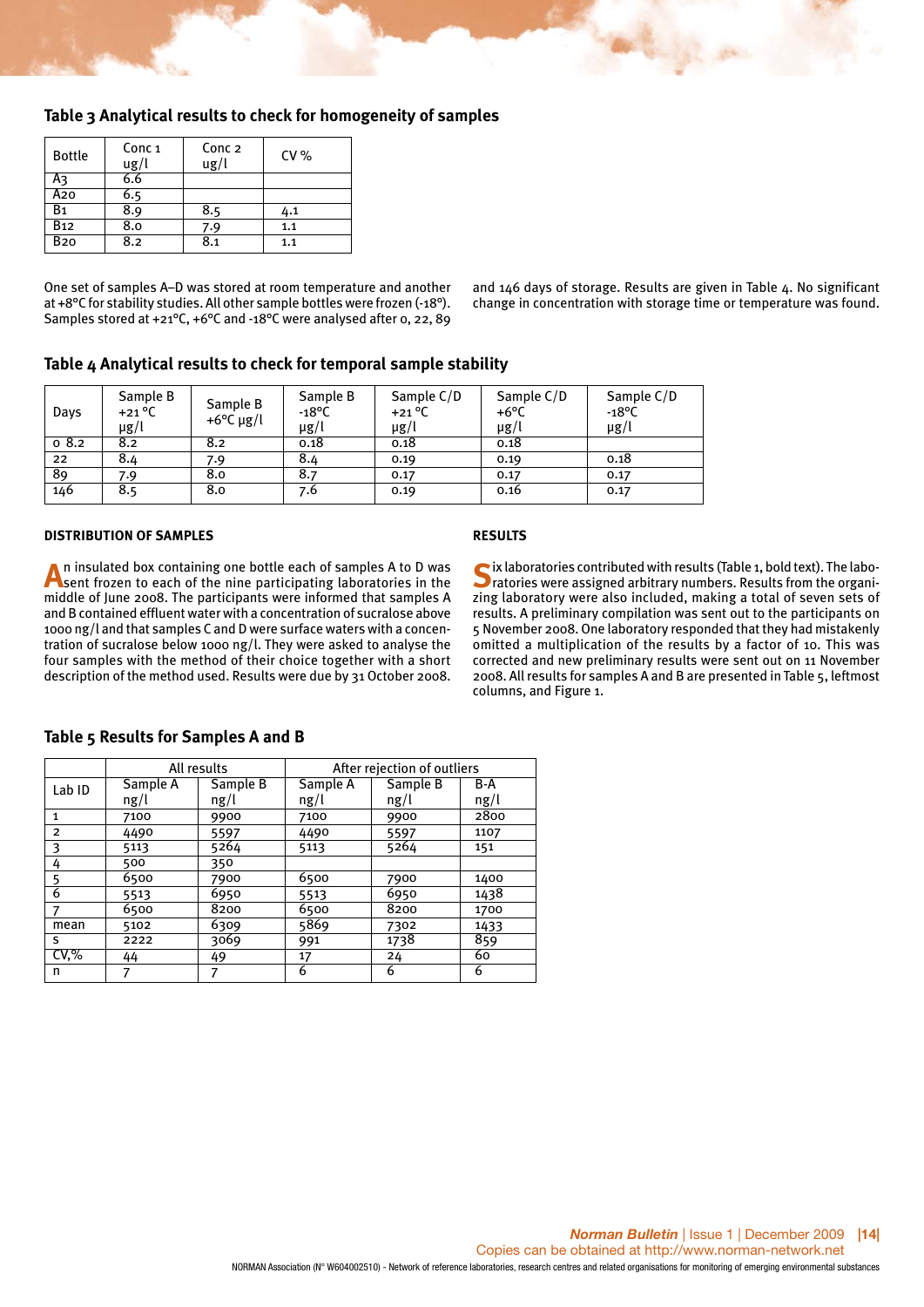## Table 3 Analytical results to check for homogeneity of samples

| Bottle | Conc 1 ug/l | Conc 2 ug/l | CV % |
|---|---|---|---|
| A3 | 6.6 | | |
| A20 | 6.5 | | |
| B1 | 8.9 | 8.5 | 4.1 |
| B12 | 8.0 | 7.9 | 1.1 |
| B20 | 8.2 | 8.1 | 1.1 |

One set of samples A–D was stored at room temperature and another at +8°C for stability studies. All other sample bottles were frozen (-18°). Samples stored at +21°C, +6°C and -18°C were analysed after 0, 22, 89 and 146 days of storage. Results are given in Table 4. No significant change in concentration with storage time or temperature was found.

## Table 4 Analytical results to check for temporal sample stability

| Days | Sample B +21 °C µg/l | Sample B +6°C µg/l | Sample B -18°C µg/l | Sample C/D +21 °C µg/l | Sample C/D +6°C µg/l | Sample C/D -18°C µg/l |
|---|---|---|---|---|---|---|
| 0 8.2 | 8.2 | 8.2 | 0.18 | 0.18 | 0.18 | |
| 22 | 8.4 | 7.9 | 8.4 | 0.19 | 0.19 | 0.18 |
| 89 | 7.9 | 8.0 | 8.7 | 0.17 | 0.17 | 0.17 |
| 146 | 8.5 | 8.0 | 7.6 | 0.19 | 0.16 | 0.17 |

### DISTRIBUTION OF SAMPLES

An insulated box containing one bottle each of samples A to D was sent frozen to each of the nine participating laboratories in the middle of June 2008. The participants were informed that samples A and B contained effluent water with a concentration of sucralose above 1000 ng/l and that samples C and D were surface waters with a concentration of sucralose below 1000 ng/l. They were asked to analyse the four samples with the method of their choice together with a short description of the method used. Results were due by 31 October 2008.

### RESULTS

Six laboratories contributed with results (Table 1, bold text). The laboratories were assigned arbitrary numbers. Results from the organizing laboratory were also included, making a total of seven sets of results. A preliminary compilation was sent out to the participants on 5 November 2008. One laboratory responded that they had mistakenly omitted a multiplication of the results by a factor of 10. This was corrected and new preliminary results were sent out on 11 November 2008. All results for samples A and B are presented in Table 5, leftmost columns, and Figure 1.

## Table 5 Results for Samples A and B

| | All results | | After rejection of outliers | | |
|---|---|---|---|---|---|
| Lab ID | Sample A ng/l | Sample B ng/l | Sample A ng/l | Sample B ng/l | B-A ng/l |
| 1 | 7100 | 9900 | 7100 | 9900 | 2800 |
| 2 | 4490 | 5597 | 4490 | 5597 | 1107 |
| 3 | 5113 | 5264 | 5113 | 5264 | 151 |
| 4 | 500 | 350 | | | |
| 5 | 6500 | 7900 | 6500 | 7900 | 1400 |
| 6 | 5513 | 6950 | 5513 | 6950 | 1438 |
| 7 | 6500 | 8200 | 6500 | 8200 | 1700 |
| mean | 5102 | 6309 | 5869 | 7302 | 1433 |
| s | 2222 | 3069 | 991 | 1738 | 859 |
| CV,% | 44 | 49 | 17 | 24 | 60 |
| n | 7 | 7 | 6 | 6 | 6 |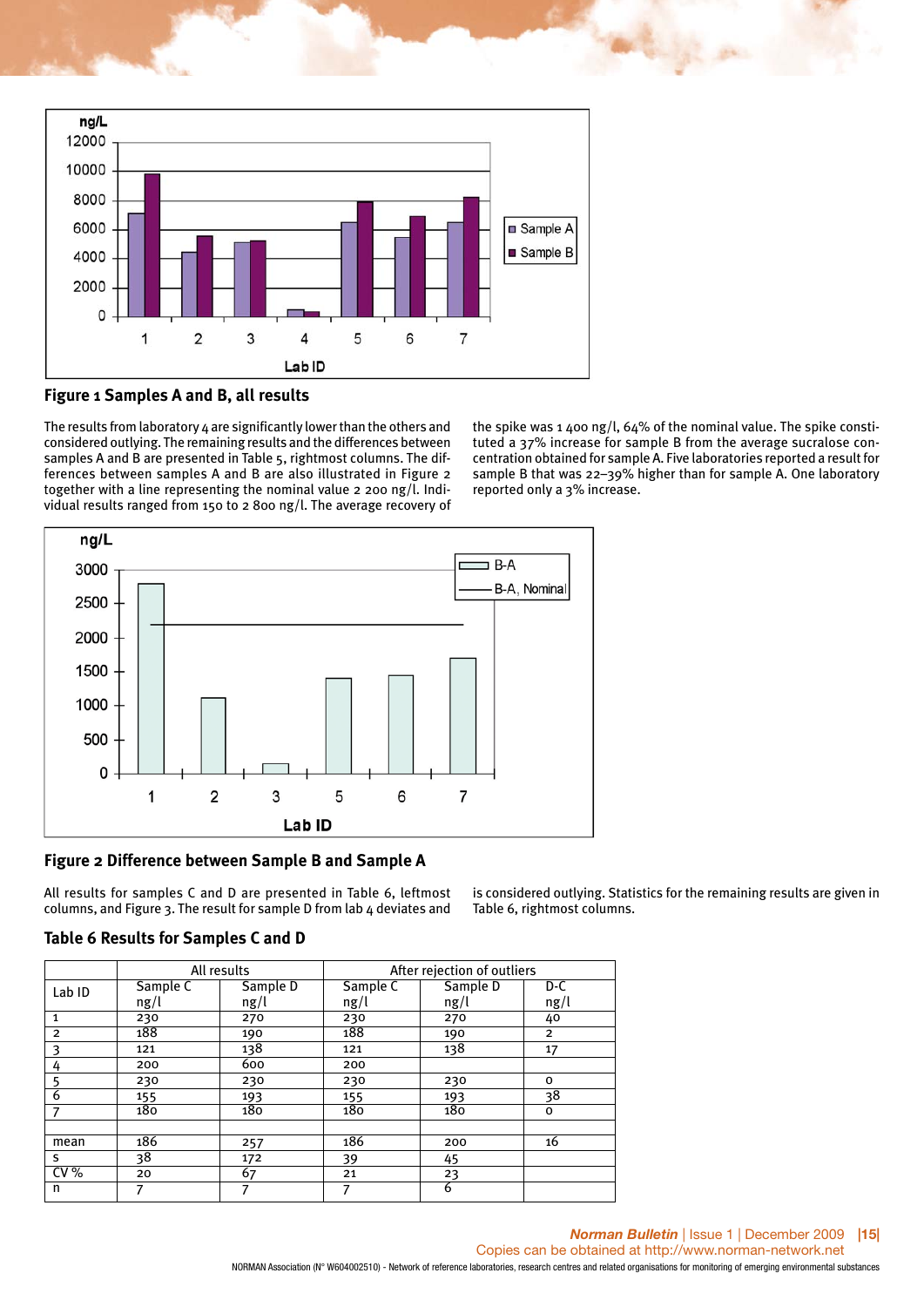**Figure 1 Samples A and B, all results**

The results from laboratory 4 are significantly lower than the others and considered outlying. The remaining results and the differences between samples A and B are presented in Table 5, rightmost columns. The differences between samples A and B are also illustrated in Figure 2 together with a line representing the nominal value 2 200 ng/l. Individual results ranged from 150 to 2 800 ng/l. The average recovery of the spike was 1 400 ng/l, 64% of the nominal value. The spike constituted a 37% increase for sample B from the average sucralose concentration obtained for sample A. Five laboratories reported a result for sample B that was 22–39% higher than for sample A. One laboratory reported only a 3% increase.

**Figure 2 Difference between Sample B and Sample A**

All results for samples C and D are presented in Table 6, leftmost columns, and Figure 3. The result for sample D from lab 4 deviates and is considered outlying. Statistics for the remaining results are given in Table 6, rightmost columns.

## Table 6 Results for Samples C and D

| | All results | | After rejection of outliers | | |
|---|---|---|---|---|---|
| Lab ID | Sample C ng/l | Sample D ng/l | Sample C ng/l | Sample D ng/l | D-C ng/l |
| 1 | 230 | 270 | 230 | 270 | 40 |
| 2 | 188 | 190 | 188 | 190 | 2 |
| 3 | 121 | 138 | 121 | 138 | 17 |
| 4 | 200 | 600 | 200 | | |
| 5 | 230 | 230 | 230 | 230 | 0 |
| 6 | 155 | 193 | 155 | 193 | 38 |
| 7 | 180 | 180 | 180 | 180 | 0 |
| | | | | | |
| mean | 186 | 257 | 186 | 200 | 16 |
| s | 38 | 172 | 39 | 45 | |
| CV % | 20 | 67 | 21 | 23 | |
| n | 7 | 7 | 7 | 6 | |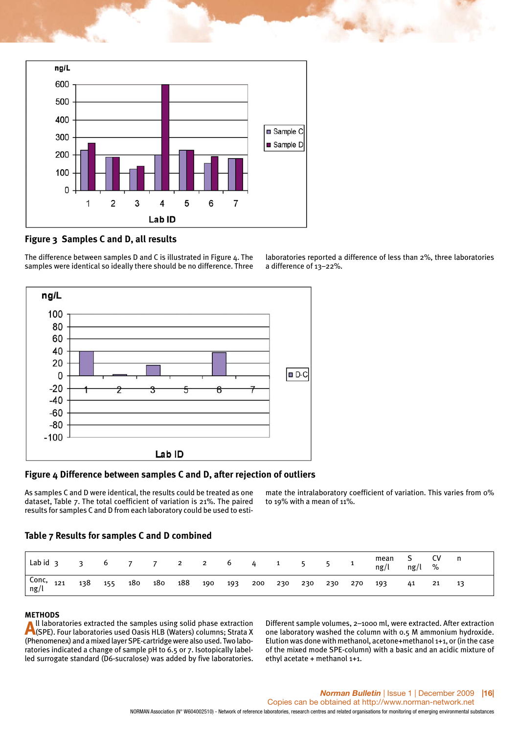**Figure 3 Samples C and D, all results**

The difference between samples D and C is illustrated in Figure 4. The samples were identical so ideally there should be no difference. Three laboratories reported a difference of less than 2%, three laboratories a difference of 13–22%.

**Figure 4 Difference between samples C and D, after rejection of outliers**

As samples C and D were identical, the results could be treated as one dataset, Table 7. The total coefficient of variation is 21%. The paired results for samples C and D from each laboratory could be used to estimate the intralaboratory coefficient of variation. This varies from 0% to 19% with a mean of 11%.

## Table 7 Results for samples C and D combined

| Lab id | 3 | 3 | 6 | 7 | 7 | 2 | 2 | 6 | 4 | 1 | 5 | 5 | 1 | mean ng/l | S ng/l | CV % | n |
|---|---|---|---|---|---|---|---|---|---|---|---|---|---|---|---|---|---|
| Conc, ng/l | 121 | 138 | 155 | 180 | 180 | 188 | 190 | 193 | 200 | 230 | 230 | 230 | 270 | 193 | 41 | 21 | 13 |

### METHODS

All laboratories extracted the samples using solid phase extraction (SPE). Four laboratories used Oasis HLB (Waters) columns; Strata X (Phenomenex) and a mixed layer SPE-cartridge were also used. Two laboratories indicated a change of sample pH to 6.5 or 7. Isotopically labelled surrogate standard (D6-sucralose) was added by five laboratories. Different sample volumes, 2–1000 ml, were extracted. After extraction one laboratory washed the column with 0.5 M ammonium hydroxide. Elution was done with methanol, acetone+methanol 1+1, or (in the case of the mixed mode SPE-column) with a basic and an acidic mixture of ethyl acetate + methanol 1+1.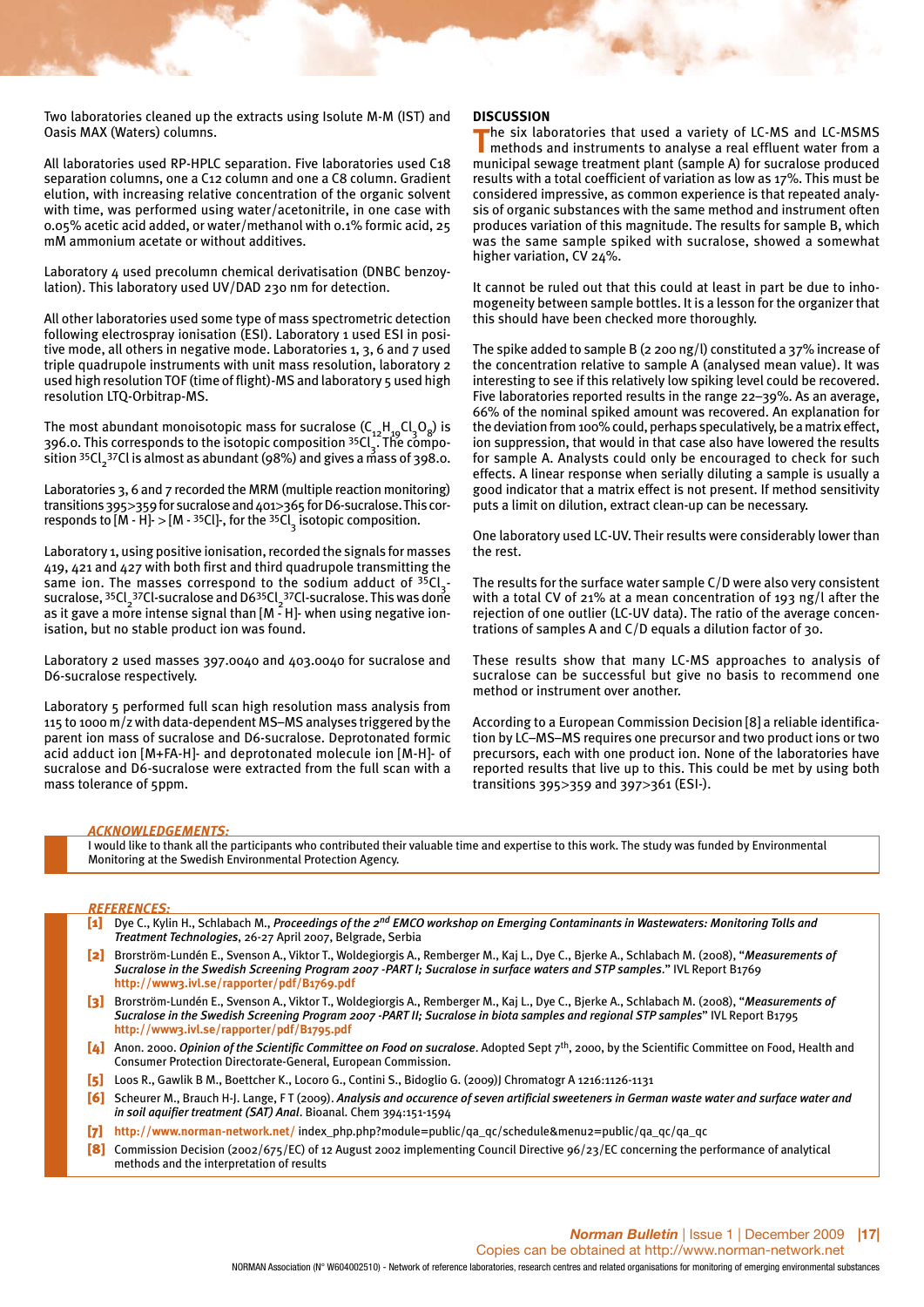Two laboratories cleaned up the extracts using Isolute M-M (IST) and Oasis MAX (Waters) columns.

All laboratories used RP-HPLC separation. Five laboratories used C18 separation columns, one a C12 column and one a C8 column. Gradient elution, with increasing relative concentration of the organic solvent with time, was performed using water/acetonitrile, in one case with 0.05% acetic acid added, or water/methanol with 0.1% formic acid, 25 mM ammonium acetate or without additives.

Laboratory 4 used precolumn chemical derivatisation (DNBC benzoylation). This laboratory used UV/DAD 230 nm for detection.

All other laboratories used some type of mass spectrometric detection following electrospray ionisation (ESI). Laboratory 1 used ESI in positive mode, all others in negative mode. Laboratories 1, 3, 6 and 7 used triple quadrupole instruments with unit mass resolution, laboratory 2 used high resolution TOF (time of flight)-MS and laboratory 5 used high resolution LTQ-Orbitrap-MS.

The most abundant monoisotopic mass for sucralose ($C_{12}H_{19}Cl_3O_8$) is 396.0. This corresponds to the isotopic composition $^{35}Cl_3$. The composition $^{35}Cl_2{}^{37}Cl$ is almost as abundant (98%) and gives a mass of 398.0.

Laboratories 3, 6 and 7 recorded the MRM (multiple reaction monitoring) transitions 395>359 for sucralose and 401>365 for D6-sucralose. This corresponds to $[M - H]^- > [M - {}^{35}Cl]^-$, for the $^{35}Cl_3$ isotopic composition.

Laboratory 1, using positive ionisation, recorded the signals for masses 419, 421 and 427 with both first and third quadrupole transmitting the same ion. The masses correspond to the sodium adduct of $^{35}Cl_3$-sucralose, $^{35}Cl_2{}^{37}Cl$-sucralose and D6$^{35}Cl_2{}^{37}Cl$-sucralose. This was done as it gave a more intense signal than $[M - H]^-$ when using negative ionisation, but no stable product ion was found.

Laboratory 2 used masses 397.0040 and 403.0040 for sucralose and D6-sucralose respectively.

Laboratory 5 performed full scan high resolution mass analysis from 115 to 1000 m/z with data-dependent MS–MS analyses triggered by the parent ion mass of sucralose and D6-sucralose. Deprotonated formic acid adduct ion $[M+FA-H]^-$ and deprotonated molecule ion $[M-H]^-$ of sucralose and D6-sucralose were extracted from the full scan with a mass tolerance of 5ppm.

## DISCUSSION

The six laboratories that used a variety of LC-MS and LC-MSMS methods and instruments to analyse a real effluent water from a municipal sewage treatment plant (sample A) for sucralose produced results with a total coefficient of variation as low as 17%. This must be considered impressive, as common experience is that repeated analysis of organic substances with the same method and instrument often produces variation of this magnitude. The results for sample B, which was the same sample spiked with sucralose, showed a somewhat higher variation, CV 24%.

It cannot be ruled out that this could at least in part be due to inhomogeneity between sample bottles. It is a lesson for the organizer that this should have been checked more thoroughly.

The spike added to sample B (2 200 ng/l) constituted a 37% increase of the concentration relative to sample A (analysed mean value). It was interesting to see if this relatively low spiking level could be recovered. Five laboratories reported results in the range 22–39%. As an average, 66% of the nominal spiked amount was recovered. An explanation for the deviation from 100% could, perhaps speculatively, be a matrix effect, ion suppression, that would in that case also have lowered the results for sample A. Analysts could only be encouraged to check for such effects. A linear response when serially diluting a sample is usually a good indicator that a matrix effect is not present. If method sensitivity puts a limit on dilution, extract clean-up can be necessary.

One laboratory used LC-UV. Their results were considerably lower than the rest.

The results for the surface water sample C/D were also very consistent with a total CV of 21% at a mean concentration of 193 ng/l after the rejection of one outlier (LC-UV data). The ratio of the average concentrations of samples A and C/D equals a dilution factor of 30.

These results show that many LC-MS approaches to analysis of sucralose can be successful but give no basis to recommend one method or instrument over another.

According to a European Commission Decision [8] a reliable identification by LC–MS–MS requires one precursor and two product ions or two precursors, each with one product ion. None of the laboratories have reported results that live up to this. This could be met by using both transitions 395>359 and 397>361 (ESI-).

### *ACKNOWLEDGEMENTS:*

I would like to thank all the participants who contributed their valuable time and expertise to this work. The study was funded by Environmental Monitoring at the Swedish Environmental Protection Agency.

### *REFERENCES:*

[1] Dye C., Kylin H., Schlabach M., *Proceedings of the 2nd EMCO workshop on Emerging Contaminants in Wastewaters: Monitoring Tolls and Treatment Technologies*, 26-27 April 2007, Belgrade, Serbia

[2] Brorström-Lundén E., Svenson A., Viktor T., Woldegiorgis A., Remberger M., Kaj L., Dye C., Bjerke A., Schlabach M. (2008), "*Measurements of Sucralose in the Swedish Screening Program 2007 -PART I; Sucralose in surface waters and STP samples.*" IVL Report B1769 http://www3.ivl.se/rapporter/pdf/B1769.pdf

[3] Brorström-Lundén E., Svenson A., Viktor T., Woldegiorgis A., Remberger M., Kaj L., Dye C., Bjerke A., Schlabach M. (2008), "*Measurements of Sucralose in the Swedish Screening Program 2007 -PART II; Sucralose in biota samples and regional STP samples*" IVL Report B1795 http://www3.ivl.se/rapporter/pdf/B1795.pdf

[4] Anon. 2000. *Opinion of the Scientific Committee on Food on sucralose*. Adopted Sept 7th, 2000, by the Scientific Committee on Food, Health and Consumer Protection Directorate-General, European Commission.

[5] Loos R., Gawlik B M., Boettcher K., Locoro G., Contini S., Bidoglio G. (2009)J Chromatogr A 1216:1126-1131

[6] Scheurer M., Brauch H-J. Lange, F T (2009). *Analysis and occurence of seven artificial sweeteners in German waste water and surface water and in soil aquifier treatment (SAT) Anal*. Bioanal. Chem 394:151-1594

[7] http://www.norman-network.net/ index_php.php?module=public/qa_qc/schedule&menu2=public/qa_qc/qa_qc

[8] Commission Decision (2002/675/EC) of 12 August 2002 implementing Council Directive 96/23/EC concerning the performance of analytical methods and the interpretation of results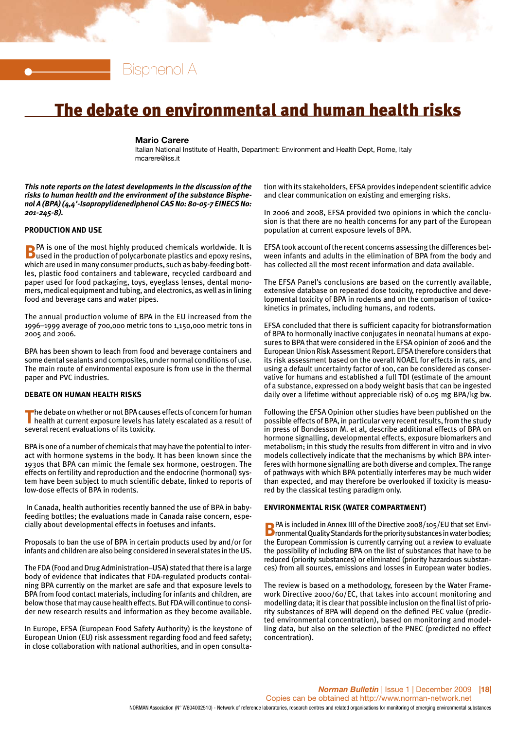Bisphenol A

# The debate on environmental and human health risks

**Mario Carere**
Italian National Institute of Health, Department: Environment and Health Dept, Rome, Italy
mcarere@iss.it

***This note reports on the latest developments in the discussion of the risks to human health and the environment of the substance Bisphenol A (BPA) (4,4'-Isopropylidenediphenol CAS No: 80-05-7 EINECS No: 201-245-8).***

## PRODUCTION AND USE

BPA is one of the most highly produced chemicals worldwide. It is used in the production of polycarbonate plastics and epoxy resins, which are used in many consumer products, such as baby-feeding bottles, plastic food containers and tableware, recycled cardboard and paper used for food packaging, toys, eyeglass lenses, dental monomers, medical equipment and tubing, and electronics, as well as in lining food and beverage cans and water pipes.

The annual production volume of BPA in the EU increased from the 1996–1999 average of 700,000 metric tons to 1,150,000 metric tons in 2005 and 2006.

BPA has been shown to leach from food and beverage containers and some dental sealants and composites, under normal conditions of use. The main route of environmental exposure is from use in the thermal paper and PVC industries.

## DEBATE ON HUMAN HEALTH RISKS

The debate on whether or not BPA causes effects of concern for human health at current exposure levels has lately escalated as a result of several recent evaluations of its toxicity.

BPA is one of a number of chemicals that may have the potential to interact with hormone systems in the body. It has been known since the 1930s that BPA can mimic the female sex hormone, oestrogen. The effects on fertility and reproduction and the endocrine (hormonal) system have been subject to much scientific debate, linked to reports of low-dose effects of BPA in rodents.

In Canada, health authorities recently banned the use of BPA in baby-feeding bottles; the evaluations made in Canada raise concern, especially about developmental effects in foetuses and infants.

Proposals to ban the use of BPA in certain products used by and/or for infants and children are also being considered in several states in the US.

The FDA (Food and Drug Administration–USA) stated that there is a large body of evidence that indicates that FDA-regulated products containing BPA currently on the market are safe and that exposure levels to BPA from food contact materials, including for infants and children, are below those that may cause health effects. But FDA will continue to consider new research results and information as they become available.

In Europe, EFSA (European Food Safety Authority) is the keystone of European Union (EU) risk assessment regarding food and feed safety; in close collaboration with national authorities, and in open consultation with its stakeholders, EFSA provides independent scientific advice and clear communication on existing and emerging risks.

In 2006 and 2008, EFSA provided two opinions in which the conclusion is that there are no health concerns for any part of the European population at current exposure levels of BPA.

EFSA took account of the recent concerns assessing the differences between infants and adults in the elimination of BPA from the body and has collected all the most recent information and data available.

The EFSA Panel's conclusions are based on the currently available, extensive database on repeated dose toxicity, reproductive and developmental toxicity of BPA in rodents and on the comparison of toxicokinetics in primates, including humans, and rodents.

EFSA concluded that there is sufficient capacity for biotransformation of BPA to hormonally inactive conjugates in neonatal humans at exposures to BPA that were considered in the EFSA opinion of 2006 and the European Union Risk Assessment Report. EFSA therefore considers that its risk assessment based on the overall NOAEL for effects in rats, and using a default uncertainty factor of 100, can be considered as conservative for humans and established a full TDI (estimate of the amount of a substance, expressed on a body weight basis that can be ingested daily over a lifetime without appreciable risk) of 0.05 mg BPA/kg bw.

Following the EFSA Opinion other studies have been published on the possible effects of BPA, in particular very recent results, from the study in press of Bondesson M. et al, describe additional effects of BPA on hormone signalling, developmental effects, exposure biomarkers and metabolism; in this study the results from different in vitro and in vivo models collectively indicate that the mechanisms by which BPA interferes with hormone signalling are both diverse and complex. The range of pathways with which BPA potentially interferes may be much wider than expected, and may therefore be overlooked if toxicity is measured by the classical testing paradigm only.

## ENVIRONMENTAL RISK (WATER COMPARTMENT)

BPA is included in Annex IIII of the Directive 2008/105/EU that set Environmental Quality Standards for the priority substances in water bodies; the European Commission is currently carrying out a review to evaluate the possibility of including BPA on the list of substances that have to be reduced (priority substances) or eliminated (priority hazardous substances) from all sources, emissions and losses in European water bodies.

The review is based on a methodology, foreseen by the Water Framework Directive 2000/60/EC, that takes into account monitoring and modelling data; it is clear that possible inclusion on the final list of priority substances of BPA will depend on the defined PEC value (predicted environmental concentration), based on monitoring and modelling data, but also on the selection of the PNEC (predicted no effect concentration).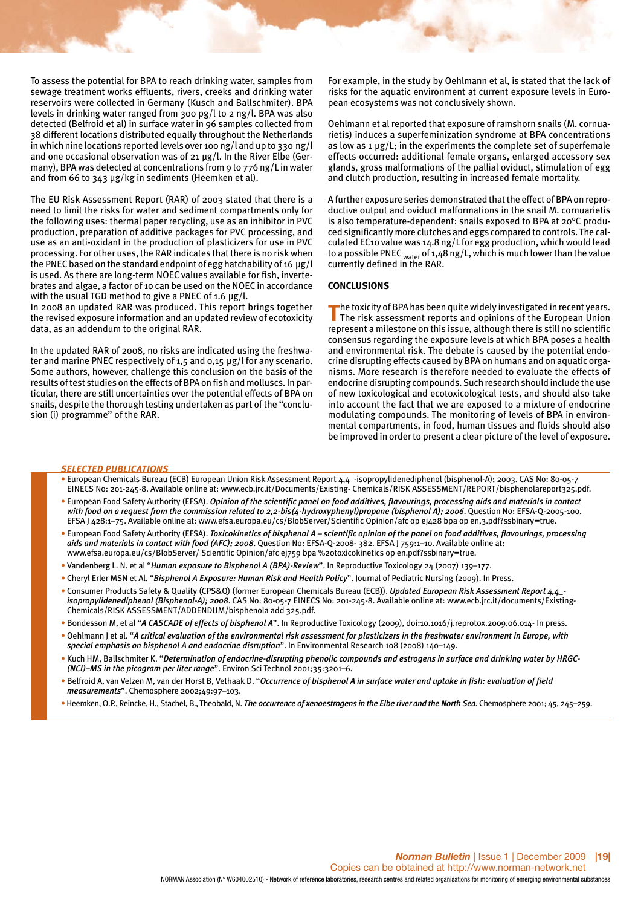To assess the potential for BPA to reach drinking water, samples from sewage treatment works effluents, rivers, creeks and drinking water reservoirs were collected in Germany (Kusch and Ballschmiter). BPA levels in drinking water ranged from 300 pg/l to 2 ng/l. BPA was also detected (Belfroid et al) in surface water in 96 samples collected from 38 different locations distributed equally throughout the Netherlands in which nine locations reported levels over 100 ng/l and up to 330 ng/l and one occasional observation was of 21 µg/l. In the River Elbe (Germany), BPA was detected at concentrations from 9 to 776 ng/L in water and from 66 to 343 µg/kg in sediments (Heemken et al).

The EU Risk Assessment Report (RAR) of 2003 stated that there is a need to limit the risks for water and sediment compartments only for the following uses: thermal paper recycling, use as an inhibitor in PVC production, preparation of additive packages for PVC processing, and use as an anti-oxidant in the production of plasticizers for use in PVC processing. For other uses, the RAR indicates that there is no risk when the PNEC based on the standard endpoint of egg hatchability of 16 µg/l is used. As there are long-term NOEC values available for fish, invertebrates and algae, a factor of 10 can be used on the NOEC in accordance with the usual TGD method to give a PNEC of 1.6 µg/l.
In 2008 an updated RAR was produced. This report brings together the revised exposure information and an updated review of ecotoxicity data, as an addendum to the original RAR.

In the updated RAR of 2008, no risks are indicated using the freshwater and marine PNEC respectively of 1,5 and 0,15 µg/l for any scenario. Some authors, however, challenge this conclusion on the basis of the results of test studies on the effects of BPA on fish and molluscs. In particular, there are still uncertainties over the potential effects of BPA on snails, despite the thorough testing undertaken as part of the "conclusion (i) programme" of the RAR.

For example, in the study by Oehlmann et al, is stated that the lack of risks for the aquatic environment at current exposure levels in European ecosystems was not conclusively shown.

Oehlmann et al reported that exposure of ramshorn snails (M. cornuarietis) induces a superfeminization syndrome at BPA concentrations as low as 1 µg/L; in the experiments the complete set of superfemale effects occurred: additional female organs, enlarged accessory sex glands, gross malformations of the pallial oviduct, stimulation of egg and clutch production, resulting in increased female mortality.

A further exposure series demonstrated that the effect of BPA on reproductive output and oviduct malformations in the snail M. cornuarietis is also temperature-dependent: snails exposed to BPA at 20°C produced significantly more clutches and eggs compared to controls. The calculated EC10 value was 14.8 ng/L for egg production, which would lead to a possible $PNEC_{water}$ of 1,48 ng/L, which is much lower than the value currently defined in the RAR.

## CONCLUSIONS

The toxicity of BPA has been quite widely investigated in recent years. The risk assessment reports and opinions of the European Union represent a milestone on this issue, although there is still no scientific consensus regarding the exposure levels at which BPA poses a health and environmental risk. The debate is caused by the potential endocrine disrupting effects caused by BPA on humans and on aquatic organisms. More research is therefore needed to evaluate the effects of endocrine disrupting compounds. Such research should include the use of new toxicological and ecotoxicological tests, and should also take into account the fact that we are exposed to a mixture of endocrine modulating compounds. The monitoring of levels of BPA in environmental compartments, in food, human tissues and fluids should also be improved in order to present a clear picture of the level of exposure.

### *SELECTED PUBLICATIONS*

- European Chemicals Bureau (ECB) European Union Risk Assessment Report 4,4_-isopropylidenediphenol (bisphenol-A); 2003. CAS No: 80-05-7 EINECS No: 201-245-8. Available online at: www.ecb.jrc.it/Documents/Existing- Chemicals/RISK ASSESSMENT/REPORT/bisphenolareport325.pdf.
- European Food Safety Authority (EFSA). ***Opinion of the scientific panel on food additives, flavourings, processing aids and materials in contact with food on a request from the commission related to 2,2-bis(4-hydroxyphenyl)propane (bisphenol A); 2006***. Question No: EFSA-Q-2005-100. EFSA J 428:1–75. Available online at: www.efsa.europa.eu/cs/BlobServer/Scientific Opinion/afc op ej428 bpa op en,3.pdf?ssbinary=true.
- European Food Safety Authority (EFSA). ***Toxicokinetics of bisphenol A – scientific opinion of the panel on food additives, flavourings, processing aids and materials in contact with food (AFC); 2008***. Question No: EFSA-Q-2008- 382. EFSA J 759:1–10. Available online at: www.efsa.europa.eu/cs/BlobServer/ Scientific Opinion/afc ej759 bpa %20toxicokinetics op en.pdf?ssbinary=true.
- Vandenberg L. N. et al "***Human exposure to Bisphenol A (BPA)-Review***". In Reproductive Toxicology 24 (2007) 139–177.
- Cheryl Erler MSN et Al. "***Bisphenol A Exposure: Human Risk and Health Policy***". Journal of Pediatric Nursing (2009). In Press.
- Consumer Products Safety & Quality (CPS&Q) (former European Chemicals Bureau (ECB)). ***Updated European Risk Assessment Report 4,4_-isopropylidenediphenol (Bisphenol-A); 2008***. CAS No: 80-05-7 EINECS No: 201-245-8. Available online at: www.ecb.jrc.it/documents/Existing-Chemicals/RISK ASSESSMENT/ADDENDUM/bisphenola add 325.pdf.
- Bondesson M, et al "***A CASCADE of effects of bisphenol A***". In Reproductive Toxicology (2009), doi:10.1016/j.reprotox.2009.06.014- In press.
- Oehlmann J et al. "***A critical evaluation of the environmental risk assessment for plasticizers in the freshwater environment in Europe, with special emphasis on bisphenol A and endocrine disruption***". In Environmental Research 108 (2008) 140–149.
- Kuch HM, Ballschmiter K. "***Determination of endocrine-disrupting phenolic compounds and estrogens in surface and drinking water by HRGC-(NCI)–MS in the picogram per liter range***". Environ Sci Technol 2001;35:3201–6.
- Belfroid A, van Velzen M, van der Horst B, Vethaak D. "***Occurrence of bisphenol A in surface water and uptake in fish: evaluation of field measurements***". Chemosphere 2002;49:97–103.
- Heemken, O.P., Reincke, H., Stachel, B., Theobald, N. ***The occurrence of xenoestrogens in the Elbe river and the North Sea***. Chemosphere 2001; 45, 245–259.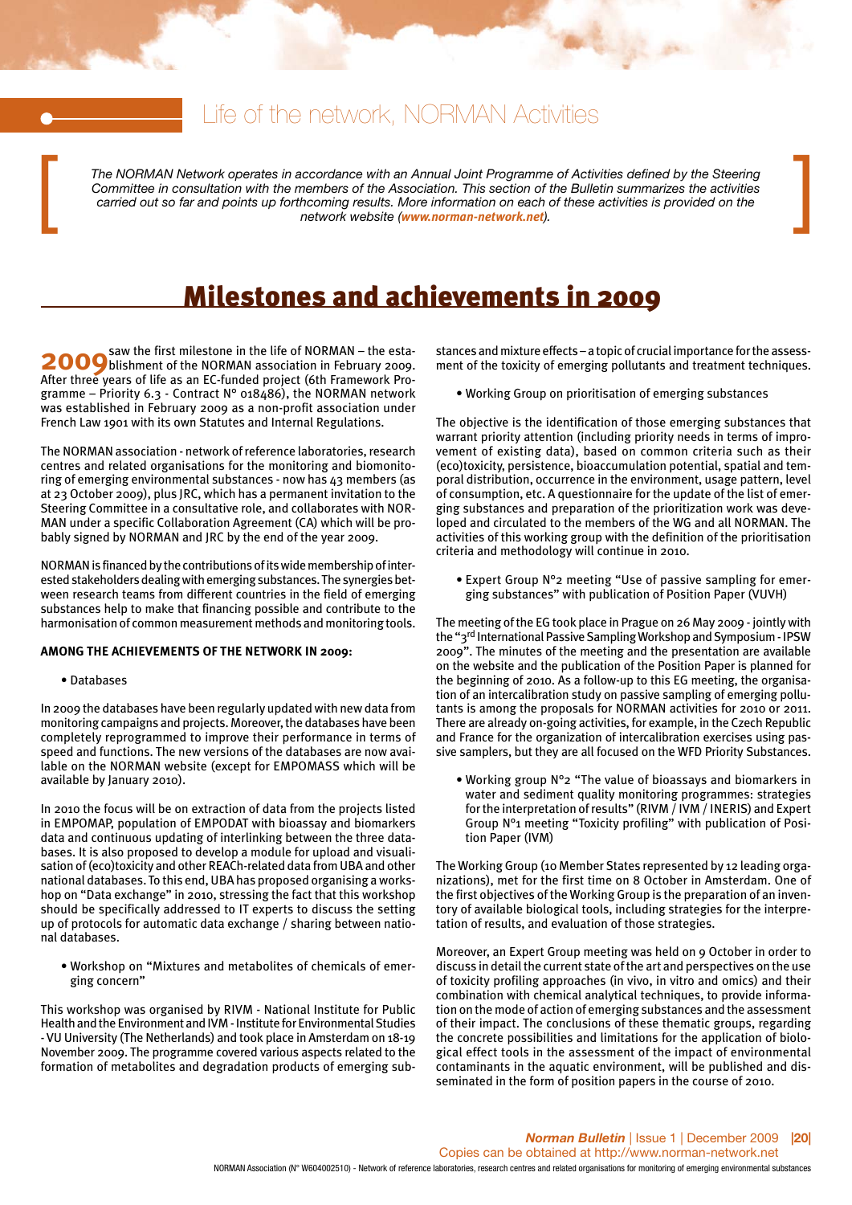# Life of the network, NORMAN Activities

*The NORMAN Network operates in accordance with an Annual Joint Programme of Activities defined by the Steering Committee in consultation with the members of the Association. This section of the Bulletin summarizes the activities carried out so far and points up forthcoming results. More information on each of these activities is provided on the network website (**www.norman-network.net**).*

## Milestones and achievements in 2009

**2009** saw the first milestone in the life of NORMAN – the establishment of the NORMAN association in February 2009. After three years of life as an EC-funded project (6th Framework Programme – Priority 6.3 - Contract N° 018486), the NORMAN network was established in February 2009 as a non-profit association under French Law 1901 with its own Statutes and Internal Regulations.

The NORMAN association - network of reference laboratories, research centres and related organisations for the monitoring and biomonitoring of emerging environmental substances - now has 43 members (as at 23 October 2009), plus JRC, which has a permanent invitation to the Steering Committee in a consultative role, and collaborates with NORMAN under a specific Collaboration Agreement (CA) which will be probably signed by NORMAN and JRC by the end of the year 2009.

NORMAN is financed by the contributions of its wide membership of interested stakeholders dealing with emerging substances. The synergies between research teams from different countries in the field of emerging substances help to make that financing possible and contribute to the harmonisation of common measurement methods and monitoring tools.

**AMONG THE ACHIEVEMENTS OF THE NETWORK IN 2009:**

- Databases

In 2009 the databases have been regularly updated with new data from monitoring campaigns and projects. Moreover, the databases have been completely reprogrammed to improve their performance in terms of speed and functions. The new versions of the databases are now available on the NORMAN website (except for EMPOMASS which will be available by January 2010).

In 2010 the focus will be on extraction of data from the projects listed in EMPOMAP, population of EMPODAT with bioassay and biomarkers data and continuous updating of interlinking between the three databases. It is also proposed to develop a module for upload and visualisation of (eco)toxicity and other REACh-related data from UBA and other national databases. To this end, UBA has proposed organising a workshop on "Data exchange" in 2010, stressing the fact that this workshop should be specifically addressed to IT experts to discuss the setting up of protocols for automatic data exchange / sharing between national databases.

- Workshop on "Mixtures and metabolites of chemicals of emerging concern"

This workshop was organised by RIVM - National Institute for Public Health and the Environment and IVM - Institute for Environmental Studies - VU University (The Netherlands) and took place in Amsterdam on 18-19 November 2009. The programme covered various aspects related to the formation of metabolites and degradation products of emerging substances and mixture effects – a topic of crucial importance for the assessment of the toxicity of emerging pollutants and treatment techniques.

- Working Group on prioritisation of emerging substances

The objective is the identification of those emerging substances that warrant priority attention (including priority needs in terms of improvement of existing data), based on common criteria such as their (eco)toxicity, persistence, bioaccumulation potential, spatial and temporal distribution, occurrence in the environment, usage pattern, level of consumption, etc. A questionnaire for the update of the list of emerging substances and preparation of the prioritization work was developed and circulated to the members of the WG and all NORMAN. The activities of this working group with the definition of the prioritisation criteria and methodology will continue in 2010.

- Expert Group N°2 meeting "Use of passive sampling for emerging substances" with publication of Position Paper (VUVH)

The meeting of the EG took place in Prague on 26 May 2009 - jointly with the "3rd International Passive Sampling Workshop and Symposium - IPSW 2009". The minutes of the meeting and the presentation are available on the website and the publication of the Position Paper is planned for the beginning of 2010. As a follow-up to this EG meeting, the organisation of an intercalibration study on passive sampling of emerging pollutants is among the proposals for NORMAN activities for 2010 or 2011. There are already on-going activities, for example, in the Czech Republic and France for the organization of intercalibration exercises using passive samplers, but they are all focused on the WFD Priority Substances.

- Working group N°2 "The value of bioassays and biomarkers in water and sediment quality monitoring programmes: strategies for the interpretation of results" (RIVM / IVM / INERIS) and Expert Group N°1 meeting "Toxicity profiling" with publication of Position Paper (IVM)

The Working Group (10 Member States represented by 12 leading organizations), met for the first time on 8 October in Amsterdam. One of the first objectives of the Working Group is the preparation of an inventory of available biological tools, including strategies for the interpretation of results, and evaluation of those strategies.

Moreover, an Expert Group meeting was held on 9 October in order to discuss in detail the current state of the art and perspectives on the use of toxicity profiling approaches (in vivo, in vitro and omics) and their combination with chemical analytical techniques, to provide information on the mode of action of emerging substances and the assessment of their impact. The conclusions of these thematic groups, regarding the concrete possibilities and limitations for the application of biological effect tools in the assessment of the impact of environmental contaminants in the aquatic environment, will be published and disseminated in the form of position papers in the course of 2010.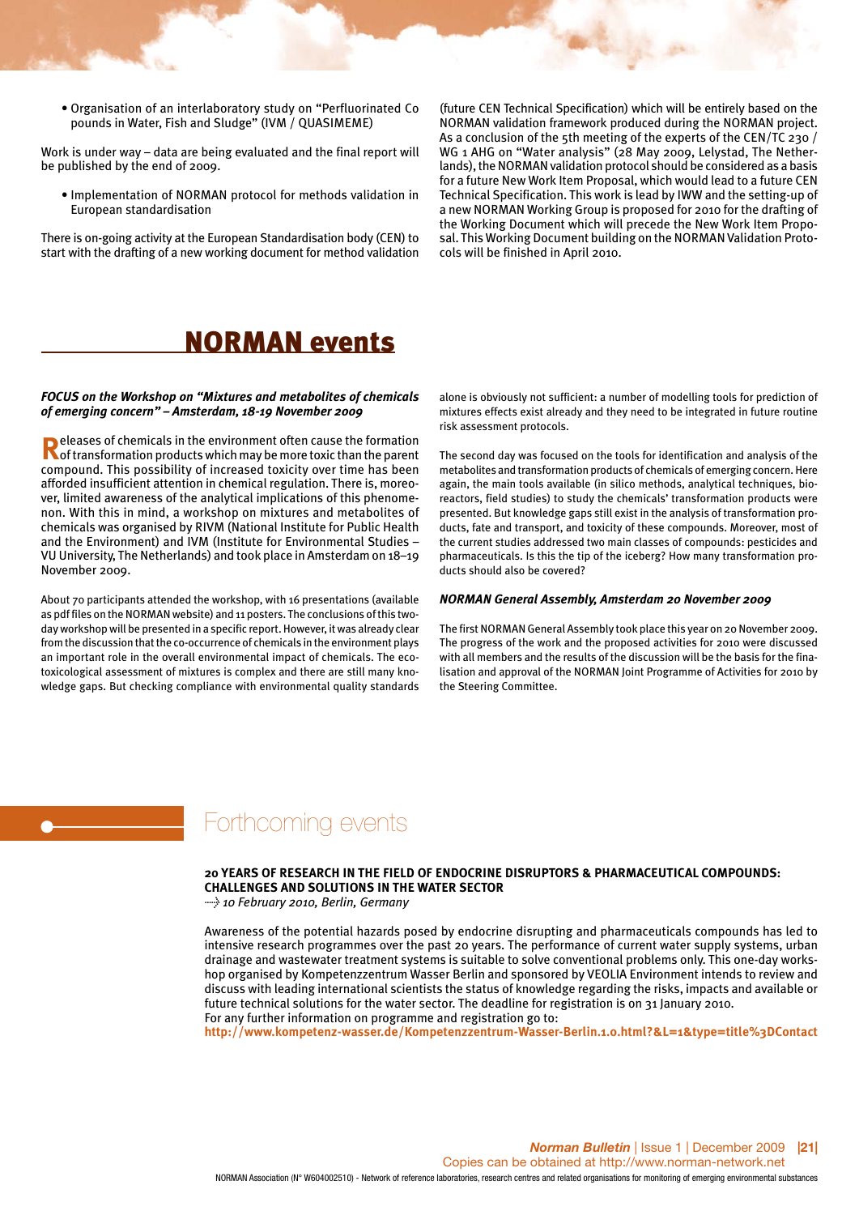- Organisation of an interlaboratory study on "Perfluorinated Compounds in Water, Fish and Sludge" (IVM / QUASIMEME)

Work is under way – data are being evaluated and the final report will be published by the end of 2009.

- Implementation of NORMAN protocol for methods validation in European standardisation

There is on-going activity at the European Standardisation body (CEN) to start with the drafting of a new working document for method validation (future CEN Technical Specification) which will be entirely based on the NORMAN validation framework produced during the NORMAN project. As a conclusion of the 5th meeting of the experts of the CEN/TC 230 / WG 1 AHG on "Water analysis" (28 May 2009, Lelystad, The Netherlands), the NORMAN validation protocol should be considered as a basis for a future New Work Item Proposal, which would lead to a future CEN Technical Specification. This work is lead by IWW and the setting-up of a new NORMAN Working Group is proposed for 2010 for the drafting of the Working Document which will precede the New Work Item Proposal. This Working Document building on the NORMAN Validation Protocols will be finished in April 2010.

# NORMAN events

***FOCUS on the Workshop on "Mixtures and metabolites of chemicals of emerging concern" – Amsterdam, 18-19 November 2009***

Releases of chemicals in the environment often cause the formation of transformation products which may be more toxic than the parent compound. This possibility of increased toxicity over time has been afforded insufficient attention in chemical regulation. There is, moreover, limited awareness of the analytical implications of this phenomenon. With this in mind, a workshop on mixtures and metabolites of chemicals was organised by RIVM (National Institute for Public Health and the Environment) and IVM (Institute for Environmental Studies – VU University, The Netherlands) and took place in Amsterdam on 18–19 November 2009.

About 70 participants attended the workshop, with 16 presentations (available as pdf files on the NORMAN website) and 11 posters. The conclusions of this two-day workshop will be presented in a specific report. However, it was already clear from the discussion that the co-occurrence of chemicals in the environment plays an important role in the overall environmental impact of chemicals. The ecotoxicological assessment of mixtures is complex and there are still many knowledge gaps. But checking compliance with environmental quality standards alone is obviously not sufficient: a number of modelling tools for prediction of mixtures effects exist already and they need to be integrated in future routine risk assessment protocols.

The second day was focused on the tools for identification and analysis of the metabolites and transformation products of chemicals of emerging concern. Here again, the main tools available (in silico methods, analytical techniques, bioreactors, field studies) to study the chemicals' transformation products were presented. But knowledge gaps still exist in the analysis of transformation products, fate and transport, and toxicity of these compounds. Moreover, most of the current studies addressed two main classes of compounds: pesticides and pharmaceuticals. Is this the tip of the iceberg? How many transformation products should also be covered?

***NORMAN General Assembly, Amsterdam 20 November 2009***

The first NORMAN General Assembly took place this year on 20 November 2009. The progress of the work and the proposed activities for 2010 were discussed with all members and the results of the discussion will be the basis for the finalisation and approval of the NORMAN Joint Programme of Activities for 2010 by the Steering Committee.

# Forthcoming events

**20 YEARS OF RESEARCH IN THE FIELD OF ENDOCRINE DISRUPTORS & PHARMACEUTICAL COMPOUNDS: CHALLENGES AND SOLUTIONS IN THE WATER SECTOR**
*10 February 2010, Berlin, Germany*

Awareness of the potential hazards posed by endocrine disrupting and pharmaceuticals compounds has led to intensive research programmes over the past 20 years. The performance of current water supply systems, urban drainage and wastewater treatment systems is suitable to solve conventional problems only. This one-day workshop organised by Kompetenzzentrum Wasser Berlin and sponsored by VEOLIA Environment intends to review and discuss with leading international scientists the status of knowledge regarding the risks, impacts and available or future technical solutions for the water sector. The deadline for registration is on 31 January 2010.
For any further information on programme and registration go to:
**http://www.kompetenz-wasser.de/Kompetenzzentrum-Wasser-Berlin.1.0.html?&L=1&type=title%3DContact**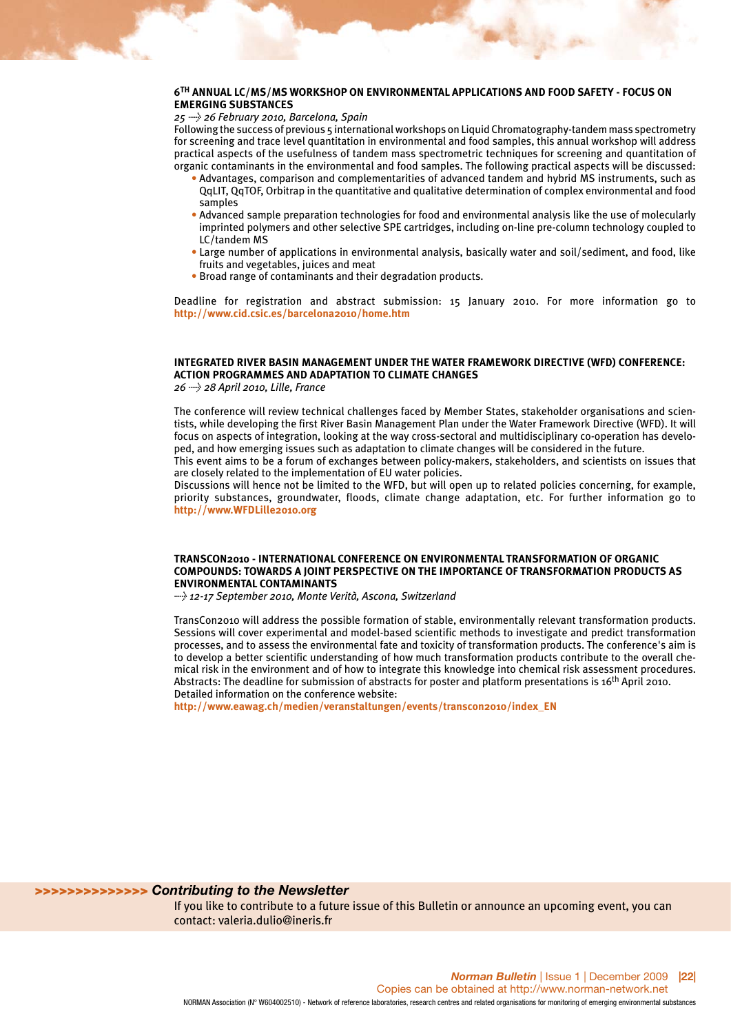### 6TH ANNUAL LC/MS/MS WORKSHOP ON ENVIRONMENTAL APPLICATIONS AND FOOD SAFETY - FOCUS ON EMERGING SUBSTANCES

*25 ⤑ 26 February 2010, Barcelona, Spain*

Following the success of previous 5 international workshops on Liquid Chromatography-tandem mass spectrometry for screening and trace level quantitation in environmental and food samples, this annual workshop will address practical aspects of the usefulness of tandem mass spectrometric techniques for screening and quantitation of organic contaminants in the environmental and food samples. The following practical aspects will be discussed:

- Advantages, comparison and complementarities of advanced tandem and hybrid MS instruments, such as QqLIT, QqTOF, Orbitrap in the quantitative and qualitative determination of complex environmental and food samples
- Advanced sample preparation technologies for food and environmental analysis like the use of molecularly imprinted polymers and other selective SPE cartridges, including on-line pre-column technology coupled to LC/tandem MS
- Large number of applications in environmental analysis, basically water and soil/sediment, and food, like fruits and vegetables, juices and meat
- Broad range of contaminants and their degradation products.

Deadline for registration and abstract submission: 15 January 2010. For more information go to **http://www.cid.csic.es/barcelona2010/home.htm**

### INTEGRATED RIVER BASIN MANAGEMENT UNDER THE WATER FRAMEWORK DIRECTIVE (WFD) CONFERENCE: ACTION PROGRAMMES AND ADAPTATION TO CLIMATE CHANGES

*26 ⤑ 28 April 2010, Lille, France*

The conference will review technical challenges faced by Member States, stakeholder organisations and scientists, while developing the first River Basin Management Plan under the Water Framework Directive (WFD). It will focus on aspects of integration, looking at the way cross-sectoral and multidisciplinary co-operation has developed, and how emerging issues such as adaptation to climate changes will be considered in the future.
This event aims to be a forum of exchanges between policy-makers, stakeholders, and scientists on issues that are closely related to the implementation of EU water policies.
Discussions will hence not be limited to the WFD, but will open up to related policies concerning, for example, priority substances, groundwater, floods, climate change adaptation, etc. For further information go to **http://www.WFDLille2010.org**

### TRANSCON2010 - INTERNATIONAL CONFERENCE ON ENVIRONMENTAL TRANSFORMATION OF ORGANIC COMPOUNDS: TOWARDS A JOINT PERSPECTIVE ON THE IMPORTANCE OF TRANSFORMATION PRODUCTS AS ENVIRONMENTAL CONTAMINANTS

*⤑ 12-17 September 2010, Monte Verità, Ascona, Switzerland*

TransCon2010 will address the possible formation of stable, environmentally relevant transformation products. Sessions will cover experimental and model-based scientific methods to investigate and predict transformation processes, and to assess the environmental fate and toxicity of transformation products. The conference's aim is to develop a better scientific understanding of how much transformation products contribute to the overall chemical risk in the environment and of how to integrate this knowledge into chemical risk assessment procedures.
Abstracts: The deadline for submission of abstracts for poster and platform presentations is 16th April 2010.
Detailed information on the conference website:
**http://www.eawag.ch/medien/veranstaltungen/events/transcon2010/index_EN**

## >>>>>>>>>>>>>> *Contributing to the Newsletter*

If you like to contribute to a future issue of this Bulletin or announce an upcoming event, you can contact: valeria.dulio@ineris.fr